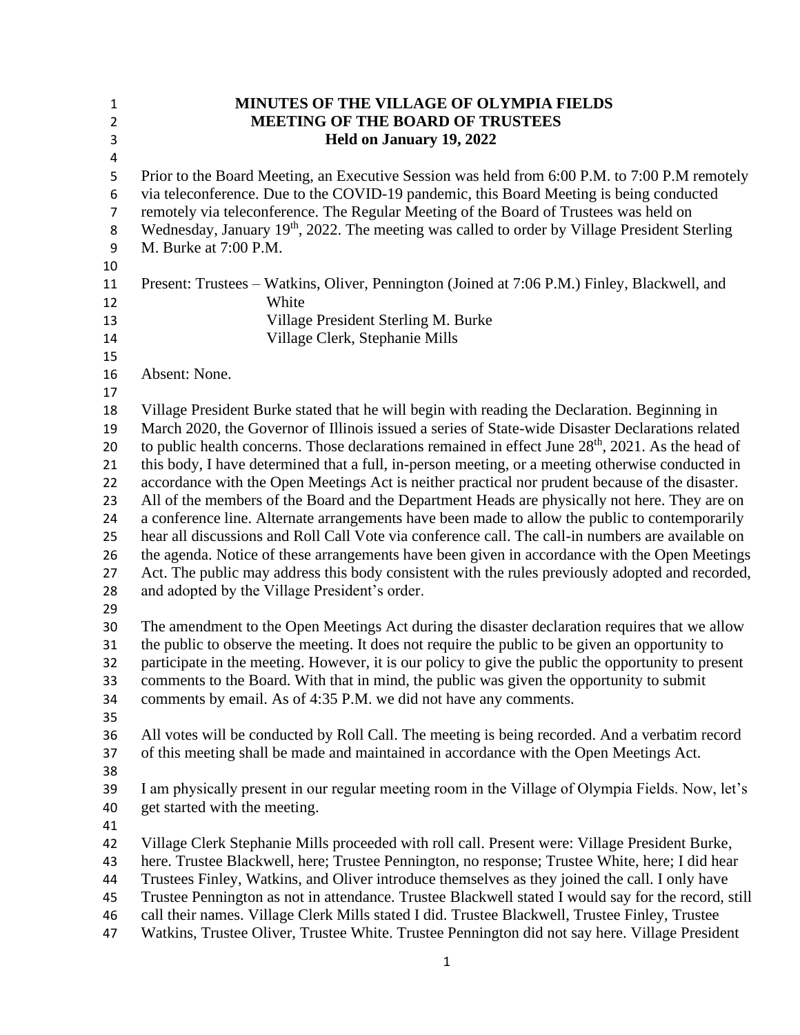**MINUTES OF THE VILLAGE OF OLYMPIA FIELDS**
**MEETING OF THE BOARD OF TRUSTEES**
**Held on January 19, 2022**

Prior to the Board Meeting, an Executive Session was held from 6:00 P.M. to 7:00 P.M remotely via teleconference. Due to the COVID-19 pandemic, this Board Meeting is being conducted remotely via teleconference. The Regular Meeting of the Board of Trustees was held on Wednesday, January 19th, 2022. The meeting was called to order by Village President Sterling M. Burke at 7:00 P.M.

Present: Trustees – Watkins, Oliver, Pennington (Joined at 7:06 P.M.) Finley, Blackwell, and White
Village President Sterling M. Burke
Village Clerk, Stephanie Mills

Absent: None.

Village President Burke stated that he will begin with reading the Declaration. Beginning in March 2020, the Governor of Illinois issued a series of State-wide Disaster Declarations related to public health concerns. Those declarations remained in effect June 28th, 2021. As the head of this body, I have determined that a full, in-person meeting, or a meeting otherwise conducted in accordance with the Open Meetings Act is neither practical nor prudent because of the disaster. All of the members of the Board and the Department Heads are physically not here. They are on a conference line. Alternate arrangements have been made to allow the public to contemporarily hear all discussions and Roll Call Vote via conference call. The call-in numbers are available on the agenda. Notice of these arrangements have been given in accordance with the Open Meetings Act. The public may address this body consistent with the rules previously adopted and recorded, and adopted by the Village President's order.

The amendment to the Open Meetings Act during the disaster declaration requires that we allow the public to observe the meeting. It does not require the public to be given an opportunity to participate in the meeting. However, it is our policy to give the public the opportunity to present comments to the Board. With that in mind, the public was given the opportunity to submit comments by email. As of 4:35 P.M. we did not have any comments.

All votes will be conducted by Roll Call. The meeting is being recorded. And a verbatim record of this meeting shall be made and maintained in accordance with the Open Meetings Act.

I am physically present in our regular meeting room in the Village of Olympia Fields. Now, let's get started with the meeting.

Village Clerk Stephanie Mills proceeded with roll call. Present were: Village President Burke, here. Trustee Blackwell, here; Trustee Pennington, no response; Trustee White, here; I did hear Trustees Finley, Watkins, and Oliver introduce themselves as they joined the call. I only have Trustee Pennington as not in attendance. Trustee Blackwell stated I would say for the record, still call their names. Village Clerk Mills stated I did. Trustee Blackwell, Trustee Finley, Trustee Watkins, Trustee Oliver, Trustee White. Trustee Pennington did not say here. Village President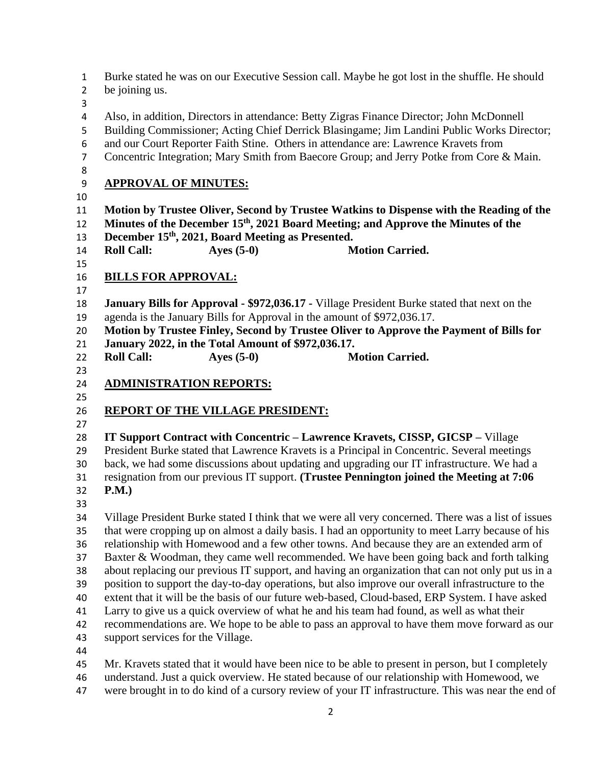Burke stated he was on our Executive Session call. Maybe he got lost in the shuffle. He should be joining us.

Also, in addition, Directors in attendance: Betty Zigras Finance Director; John McDonnell Building Commissioner; Acting Chief Derrick Blasingame; Jim Landini Public Works Director; and our Court Reporter Faith Stine. Others in attendance are: Lawrence Kravets from Concentric Integration; Mary Smith from Baecore Group; and Jerry Potke from Core & Main.

## APPROVAL OF MINUTES:

**Motion by Trustee Oliver, Second by Trustee Watkins to Dispense with the Reading of the Minutes of the December 15th, 2021 Board Meeting; and Approve the Minutes of the December 15th, 2021, Board Meeting as Presented.**
**Roll Call: Ayes (5-0) Motion Carried.**

## BILLS FOR APPROVAL:

**January Bills for Approval - $972,036.17 -** Village President Burke stated that next on the agenda is the January Bills for Approval in the amount of $972,036.17.
**Motion by Trustee Finley, Second by Trustee Oliver to Approve the Payment of Bills for January 2022, in the Total Amount of $972,036.17.**
**Roll Call: Ayes (5-0) Motion Carried.**

## ADMINISTRATION REPORTS:

## REPORT OF THE VILLAGE PRESIDENT:

**IT Support Contract with Concentric – Lawrence Kravets, CISSP, GICSP –** Village President Burke stated that Lawrence Kravets is a Principal in Concentric. Several meetings back, we had some discussions about updating and upgrading our IT infrastructure. We had a resignation from our previous IT support. **(Trustee Pennington joined the Meeting at 7:06 P.M.)**

Village President Burke stated I think that we were all very concerned. There was a list of issues that were cropping up on almost a daily basis. I had an opportunity to meet Larry because of his relationship with Homewood and a few other towns. And because they are an extended arm of Baxter & Woodman, they came well recommended. We have been going back and forth talking about replacing our previous IT support, and having an organization that can not only put us in a position to support the day-to-day operations, but also improve our overall infrastructure to the extent that it will be the basis of our future web-based, Cloud-based, ERP System. I have asked Larry to give us a quick overview of what he and his team had found, as well as what their recommendations are. We hope to be able to pass an approval to have them move forward as our support services for the Village.

Mr. Kravets stated that it would have been nice to be able to present in person, but I completely understand. Just a quick overview. He stated because of our relationship with Homewood, we were brought in to do kind of a cursory review of your IT infrastructure. This was near the end of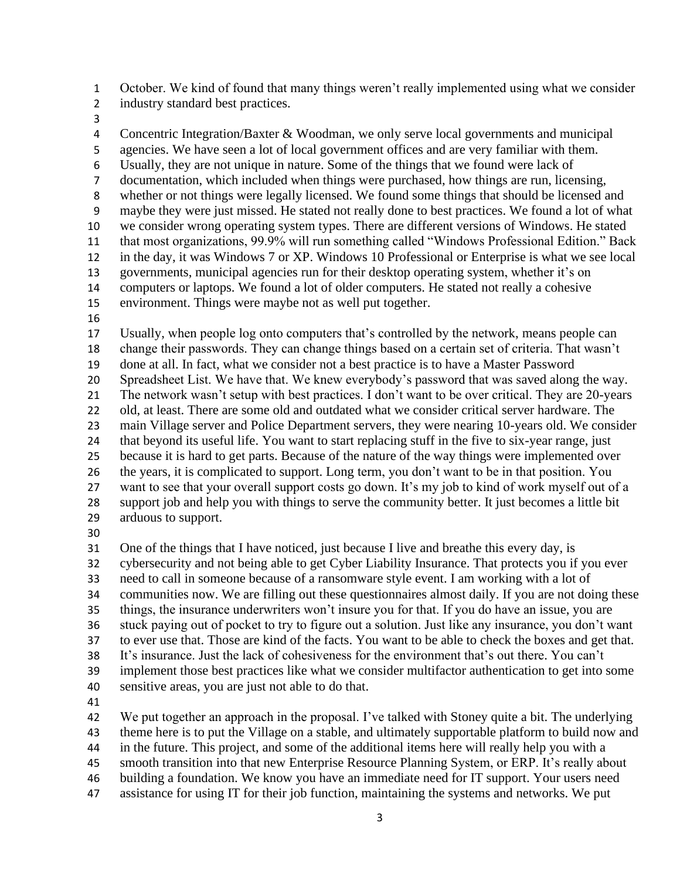October. We kind of found that many things weren't really implemented using what we consider industry standard best practices.

Concentric Integration/Baxter & Woodman, we only serve local governments and municipal agencies. We have seen a lot of local government offices and are very familiar with them. Usually, they are not unique in nature. Some of the things that we found were lack of documentation, which included when things were purchased, how things are run, licensing, whether or not things were legally licensed. We found some things that should be licensed and maybe they were just missed. He stated not really done to best practices. We found a lot of what we consider wrong operating system types. There are different versions of Windows. He stated that most organizations, 99.9% will run something called "Windows Professional Edition." Back in the day, it was Windows 7 or XP. Windows 10 Professional or Enterprise is what we see local governments, municipal agencies run for their desktop operating system, whether it's on computers or laptops. We found a lot of older computers. He stated not really a cohesive environment. Things were maybe not as well put together.

Usually, when people log onto computers that's controlled by the network, means people can change their passwords. They can change things based on a certain set of criteria. That wasn't done at all. In fact, what we consider not a best practice is to have a Master Password Spreadsheet List. We have that. We knew everybody's password that was saved along the way. The network wasn't setup with best practices. I don't want to be over critical. They are 20-years old, at least. There are some old and outdated what we consider critical server hardware. The main Village server and Police Department servers, they were nearing 10-years old. We consider that beyond its useful life. You want to start replacing stuff in the five to six-year range, just because it is hard to get parts. Because of the nature of the way things were implemented over the years, it is complicated to support. Long term, you don't want to be in that position. You want to see that your overall support costs go down. It's my job to kind of work myself out of a support job and help you with things to serve the community better. It just becomes a little bit arduous to support.

One of the things that I have noticed, just because I live and breathe this every day, is cybersecurity and not being able to get Cyber Liability Insurance. That protects you if you ever need to call in someone because of a ransomware style event. I am working with a lot of communities now. We are filling out these questionnaires almost daily. If you are not doing these things, the insurance underwriters won't insure you for that. If you do have an issue, you are stuck paying out of pocket to try to figure out a solution. Just like any insurance, you don't want to ever use that. Those are kind of the facts. You want to be able to check the boxes and get that. It's insurance. Just the lack of cohesiveness for the environment that's out there. You can't implement those best practices like what we consider multifactor authentication to get into some sensitive areas, you are just not able to do that.

We put together an approach in the proposal. I've talked with Stoney quite a bit. The underlying theme here is to put the Village on a stable, and ultimately supportable platform to build now and in the future. This project, and some of the additional items here will really help you with a smooth transition into that new Enterprise Resource Planning System, or ERP. It's really about building a foundation. We know you have an immediate need for IT support. Your users need assistance for using IT for their job function, maintaining the systems and networks. We put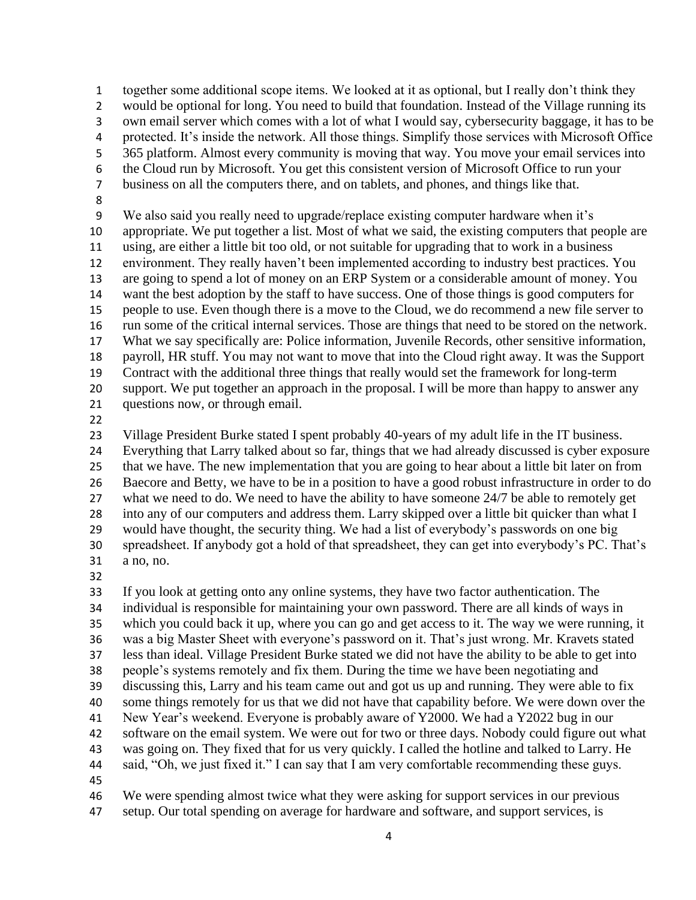together some additional scope items. We looked at it as optional, but I really don't think they would be optional for long. You need to build that foundation. Instead of the Village running its own email server which comes with a lot of what I would say, cybersecurity baggage, it has to be protected. It's inside the network. All those things. Simplify those services with Microsoft Office 365 platform. Almost every community is moving that way. You move your email services into the Cloud run by Microsoft. You get this consistent version of Microsoft Office to run your business on all the computers there, and on tablets, and phones, and things like that.

We also said you really need to upgrade/replace existing computer hardware when it's appropriate. We put together a list. Most of what we said, the existing computers that people are using, are either a little bit too old, or not suitable for upgrading that to work in a business environment. They really haven't been implemented according to industry best practices. You are going to spend a lot of money on an ERP System or a considerable amount of money. You want the best adoption by the staff to have success. One of those things is good computers for people to use. Even though there is a move to the Cloud, we do recommend a new file server to run some of the critical internal services. Those are things that need to be stored on the network. What we say specifically are: Police information, Juvenile Records, other sensitive information, payroll, HR stuff. You may not want to move that into the Cloud right away. It was the Support Contract with the additional three things that really would set the framework for long-term support. We put together an approach in the proposal. I will be more than happy to answer any questions now, or through email.

Village President Burke stated I spent probably 40-years of my adult life in the IT business. Everything that Larry talked about so far, things that we had already discussed is cyber exposure that we have. The new implementation that you are going to hear about a little bit later on from Baecore and Betty, we have to be in a position to have a good robust infrastructure in order to do what we need to do. We need to have the ability to have someone 24/7 be able to remotely get into any of our computers and address them. Larry skipped over a little bit quicker than what I would have thought, the security thing. We had a list of everybody's passwords on one big spreadsheet. If anybody got a hold of that spreadsheet, they can get into everybody's PC. That's a no, no.

If you look at getting onto any online systems, they have two factor authentication. The individual is responsible for maintaining your own password. There are all kinds of ways in which you could back it up, where you can go and get access to it. The way we were running, it was a big Master Sheet with everyone's password on it. That's just wrong. Mr. Kravets stated less than ideal. Village President Burke stated we did not have the ability to be able to get into people's systems remotely and fix them. During the time we have been negotiating and discussing this, Larry and his team came out and got us up and running. They were able to fix some things remotely for us that we did not have that capability before. We were down over the New Year's weekend. Everyone is probably aware of Y2000. We had a Y2022 bug in our software on the email system. We were out for two or three days. Nobody could figure out what was going on. They fixed that for us very quickly. I called the hotline and talked to Larry. He said, "Oh, we just fixed it." I can say that I am very comfortable recommending these guys.

We were spending almost twice what they were asking for support services in our previous setup. Our total spending on average for hardware and software, and support services, is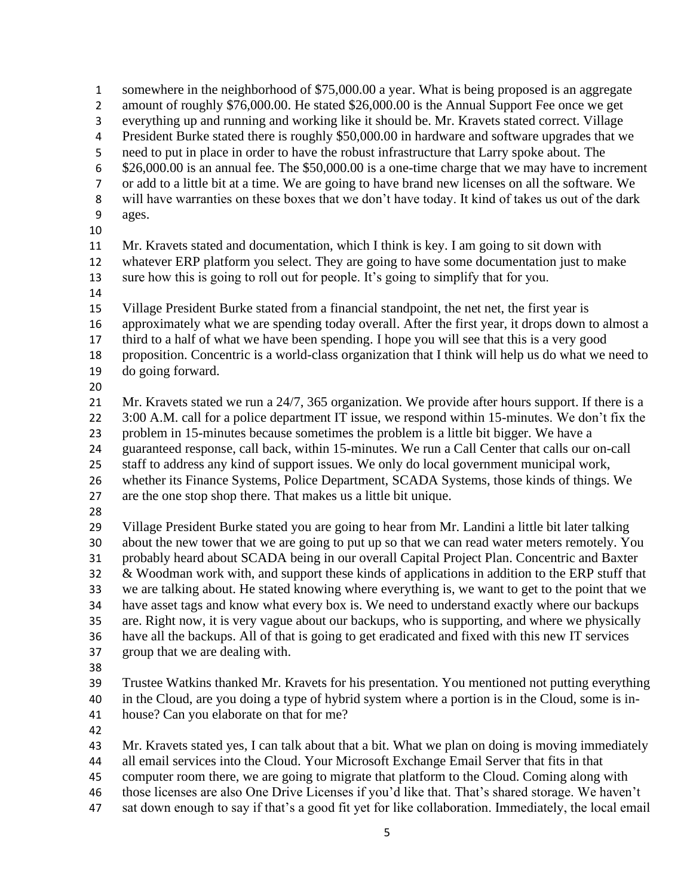somewhere in the neighborhood of $75,000.00 a year. What is being proposed is an aggregate amount of roughly $76,000.00. He stated $26,000.00 is the Annual Support Fee once we get everything up and running and working like it should be. Mr. Kravets stated correct. Village President Burke stated there is roughly $50,000.00 in hardware and software upgrades that we need to put in place in order to have the robust infrastructure that Larry spoke about. The $26,000.00 is an annual fee. The $50,000.00 is a one-time charge that we may have to increment or add to a little bit at a time. We are going to have brand new licenses on all the software. We will have warranties on these boxes that we don't have today. It kind of takes us out of the dark ages.

Mr. Kravets stated and documentation, which I think is key. I am going to sit down with whatever ERP platform you select. They are going to have some documentation just to make sure how this is going to roll out for people. It's going to simplify that for you.

Village President Burke stated from a financial standpoint, the net net, the first year is approximately what we are spending today overall. After the first year, it drops down to almost a third to a half of what we have been spending. I hope you will see that this is a very good proposition. Concentric is a world-class organization that I think will help us do what we need to do going forward.

Mr. Kravets stated we run a 24/7, 365 organization. We provide after hours support. If there is a 3:00 A.M. call for a police department IT issue, we respond within 15-minutes. We don't fix the problem in 15-minutes because sometimes the problem is a little bit bigger. We have a guaranteed response, call back, within 15-minutes. We run a Call Center that calls our on-call staff to address any kind of support issues. We only do local government municipal work, whether its Finance Systems, Police Department, SCADA Systems, those kinds of things. We are the one stop shop there. That makes us a little bit unique.

Village President Burke stated you are going to hear from Mr. Landini a little bit later talking about the new tower that we are going to put up so that we can read water meters remotely. You probably heard about SCADA being in our overall Capital Project Plan. Concentric and Baxter & Woodman work with, and support these kinds of applications in addition to the ERP stuff that we are talking about. He stated knowing where everything is, we want to get to the point that we have asset tags and know what every box is. We need to understand exactly where our backups are. Right now, it is very vague about our backups, who is supporting, and where we physically have all the backups. All of that is going to get eradicated and fixed with this new IT services group that we are dealing with.

Trustee Watkins thanked Mr. Kravets for his presentation. You mentioned not putting everything in the Cloud, are you doing a type of hybrid system where a portion is in the Cloud, some is in-house? Can you elaborate on that for me?

Mr. Kravets stated yes, I can talk about that a bit. What we plan on doing is moving immediately all email services into the Cloud. Your Microsoft Exchange Email Server that fits in that computer room there, we are going to migrate that platform to the Cloud. Coming along with those licenses are also One Drive Licenses if you'd like that. That's shared storage. We haven't sat down enough to say if that's a good fit yet for like collaboration. Immediately, the local email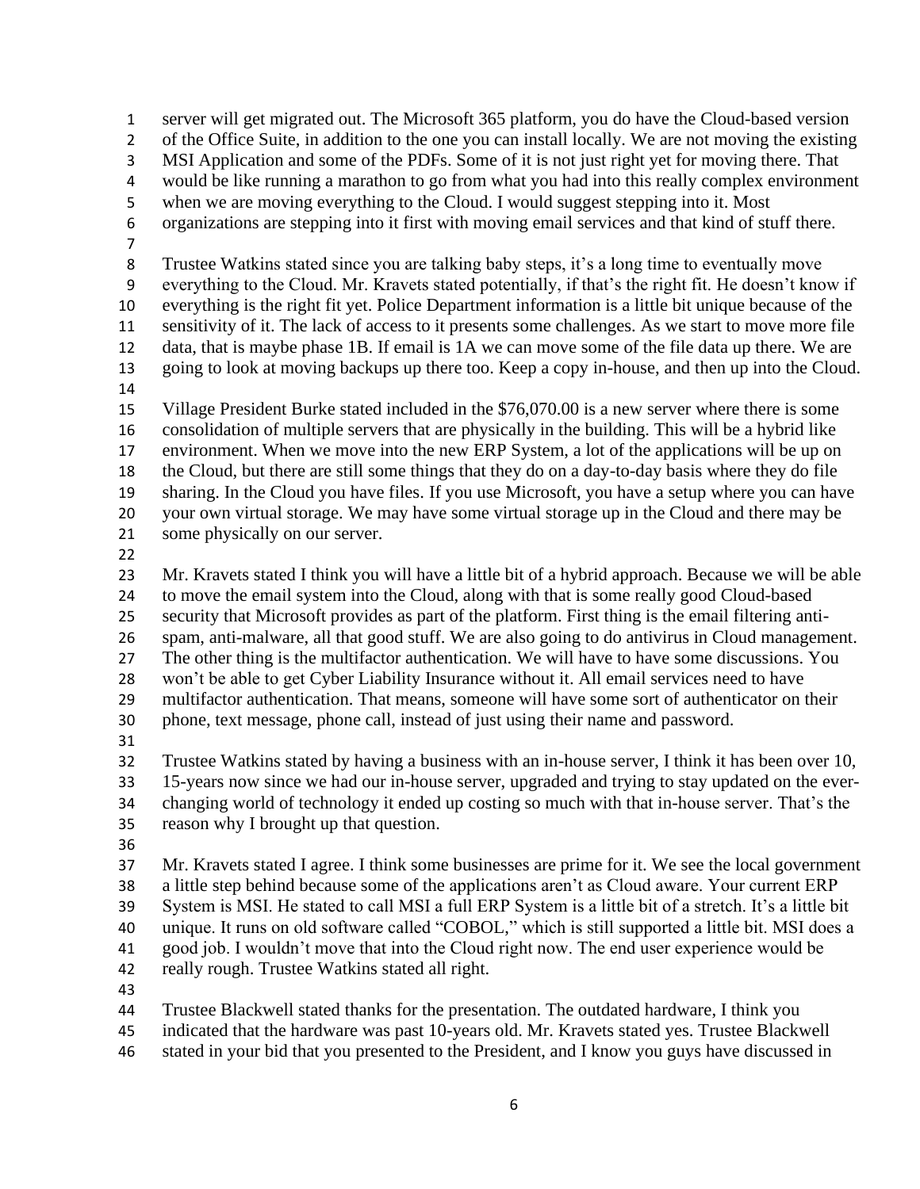server will get migrated out. The Microsoft 365 platform, you do have the Cloud-based version of the Office Suite, in addition to the one you can install locally. We are not moving the existing MSI Application and some of the PDFs. Some of it is not just right yet for moving there. That would be like running a marathon to go from what you had into this really complex environment when we are moving everything to the Cloud. I would suggest stepping into it. Most organizations are stepping into it first with moving email services and that kind of stuff there.

Trustee Watkins stated since you are talking baby steps, it's a long time to eventually move everything to the Cloud. Mr. Kravets stated potentially, if that's the right fit. He doesn't know if everything is the right fit yet. Police Department information is a little bit unique because of the sensitivity of it. The lack of access to it presents some challenges. As we start to move more file data, that is maybe phase 1B. If email is 1A we can move some of the file data up there. We are going to look at moving backups up there too. Keep a copy in-house, and then up into the Cloud.

Village President Burke stated included in the $76,070.00 is a new server where there is some consolidation of multiple servers that are physically in the building. This will be a hybrid like environment. When we move into the new ERP System, a lot of the applications will be up on the Cloud, but there are still some things that they do on a day-to-day basis where they do file sharing. In the Cloud you have files. If you use Microsoft, you have a setup where you can have your own virtual storage. We may have some virtual storage up in the Cloud and there may be some physically on our server.

Mr. Kravets stated I think you will have a little bit of a hybrid approach. Because we will be able to move the email system into the Cloud, along with that is some really good Cloud-based security that Microsoft provides as part of the platform. First thing is the email filtering anti-spam, anti-malware, all that good stuff. We are also going to do antivirus in Cloud management. The other thing is the multifactor authentication. We will have to have some discussions. You won't be able to get Cyber Liability Insurance without it. All email services need to have multifactor authentication. That means, someone will have some sort of authenticator on their phone, text message, phone call, instead of just using their name and password.

Trustee Watkins stated by having a business with an in-house server, I think it has been over 10, 15-years now since we had our in-house server, upgraded and trying to stay updated on the ever-changing world of technology it ended up costing so much with that in-house server. That's the reason why I brought up that question.

Mr. Kravets stated I agree. I think some businesses are prime for it. We see the local government a little step behind because some of the applications aren't as Cloud aware. Your current ERP System is MSI. He stated to call MSI a full ERP System is a little bit of a stretch. It's a little bit unique. It runs on old software called "COBOL," which is still supported a little bit. MSI does a good job. I wouldn't move that into the Cloud right now. The end user experience would be really rough. Trustee Watkins stated all right.

Trustee Blackwell stated thanks for the presentation. The outdated hardware, I think you indicated that the hardware was past 10-years old. Mr. Kravets stated yes. Trustee Blackwell stated in your bid that you presented to the President, and I know you guys have discussed in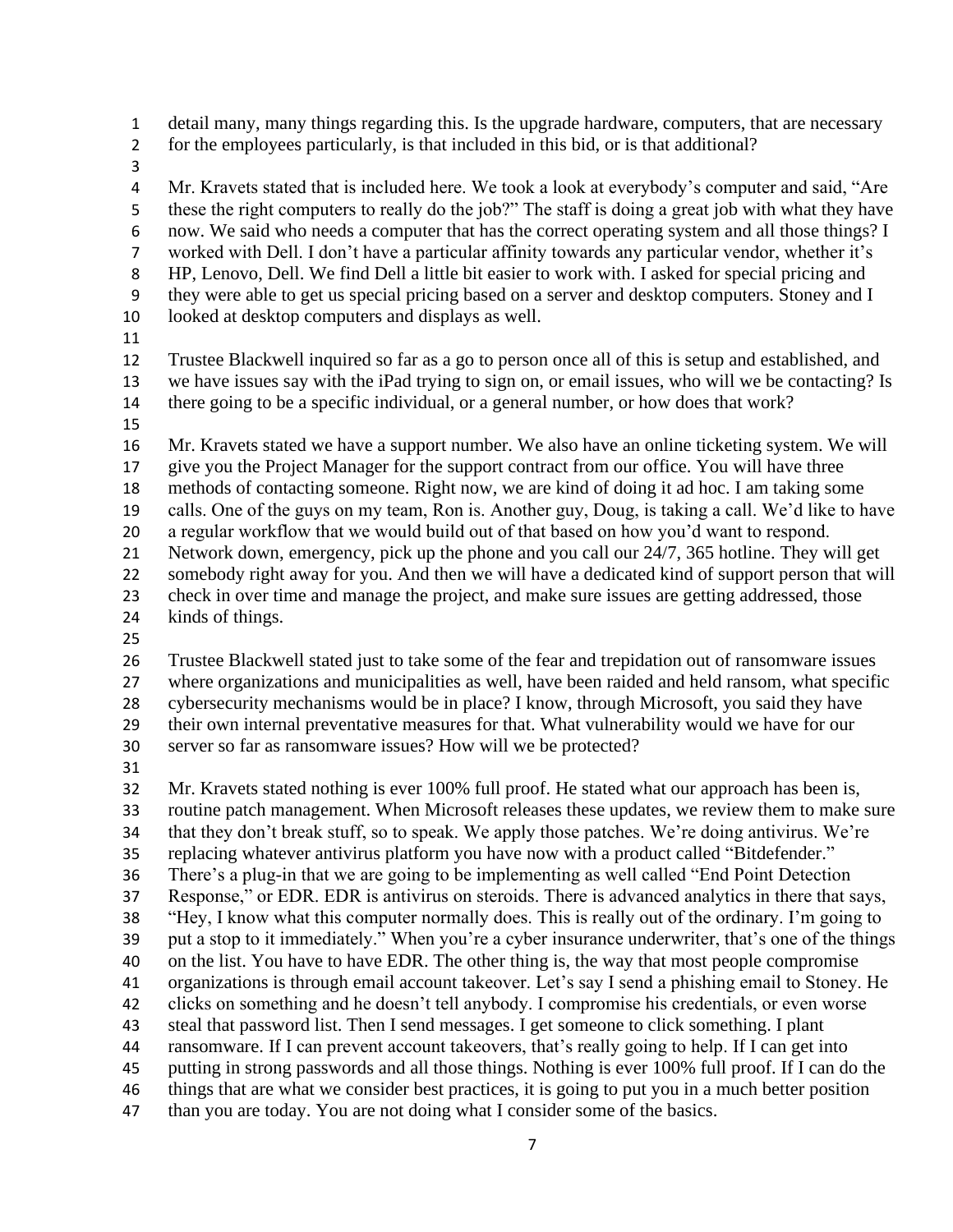detail many, many things regarding this. Is the upgrade hardware, computers, that are necessary for the employees particularly, is that included in this bid, or is that additional?

Mr. Kravets stated that is included here. We took a look at everybody's computer and said, "Are these the right computers to really do the job?" The staff is doing a great job with what they have now. We said who needs a computer that has the correct operating system and all those things? I worked with Dell. I don't have a particular affinity towards any particular vendor, whether it's HP, Lenovo, Dell. We find Dell a little bit easier to work with. I asked for special pricing and they were able to get us special pricing based on a server and desktop computers. Stoney and I looked at desktop computers and displays as well.

Trustee Blackwell inquired so far as a go to person once all of this is setup and established, and we have issues say with the iPad trying to sign on, or email issues, who will we be contacting? Is there going to be a specific individual, or a general number, or how does that work?

Mr. Kravets stated we have a support number. We also have an online ticketing system. We will give you the Project Manager for the support contract from our office. You will have three methods of contacting someone. Right now, we are kind of doing it ad hoc. I am taking some calls. One of the guys on my team, Ron is. Another guy, Doug, is taking a call. We'd like to have a regular workflow that we would build out of that based on how you'd want to respond. Network down, emergency, pick up the phone and you call our 24/7, 365 hotline. They will get somebody right away for you. And then we will have a dedicated kind of support person that will check in over time and manage the project, and make sure issues are getting addressed, those kinds of things.

Trustee Blackwell stated just to take some of the fear and trepidation out of ransomware issues where organizations and municipalities as well, have been raided and held ransom, what specific cybersecurity mechanisms would be in place? I know, through Microsoft, you said they have their own internal preventative measures for that. What vulnerability would we have for our server so far as ransomware issues? How will we be protected?

Mr. Kravets stated nothing is ever 100% full proof. He stated what our approach has been is, routine patch management. When Microsoft releases these updates, we review them to make sure that they don't break stuff, so to speak. We apply those patches. We're doing antivirus. We're replacing whatever antivirus platform you have now with a product called "Bitdefender." There's a plug-in that we are going to be implementing as well called "End Point Detection Response," or EDR. EDR is antivirus on steroids. There is advanced analytics in there that says, "Hey, I know what this computer normally does. This is really out of the ordinary. I'm going to put a stop to it immediately." When you're a cyber insurance underwriter, that's one of the things on the list. You have to have EDR. The other thing is, the way that most people compromise organizations is through email account takeover. Let's say I send a phishing email to Stoney. He clicks on something and he doesn't tell anybody. I compromise his credentials, or even worse steal that password list. Then I send messages. I get someone to click something. I plant ransomware. If I can prevent account takeovers, that's really going to help. If I can get into putting in strong passwords and all those things. Nothing is ever 100% full proof. If I can do the things that are what we consider best practices, it is going to put you in a much better position than you are today. You are not doing what I consider some of the basics.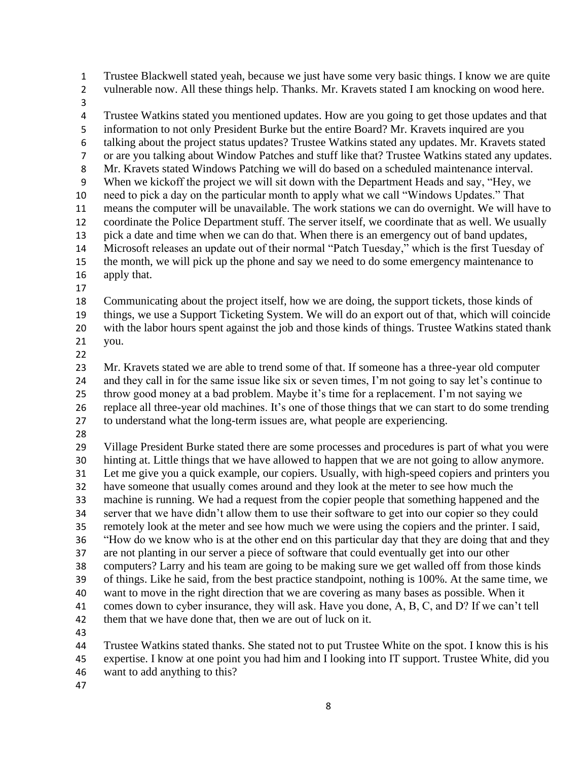Trustee Blackwell stated yeah, because we just have some very basic things. I know we are quite vulnerable now. All these things help. Thanks. Mr. Kravets stated I am knocking on wood here.

Trustee Watkins stated you mentioned updates. How are you going to get those updates and that information to not only President Burke but the entire Board? Mr. Kravets inquired are you talking about the project status updates? Trustee Watkins stated any updates. Mr. Kravets stated or are you talking about Window Patches and stuff like that? Trustee Watkins stated any updates. Mr. Kravets stated Windows Patching we will do based on a scheduled maintenance interval. When we kickoff the project we will sit down with the Department Heads and say, "Hey, we need to pick a day on the particular month to apply what we call "Windows Updates." That means the computer will be unavailable. The work stations we can do overnight. We will have to coordinate the Police Department stuff. The server itself, we coordinate that as well. We usually pick a date and time when we can do that. When there is an emergency out of band updates, Microsoft releases an update out of their normal "Patch Tuesday," which is the first Tuesday of the month, we will pick up the phone and say we need to do some emergency maintenance to apply that.

Communicating about the project itself, how we are doing, the support tickets, those kinds of things, we use a Support Ticketing System. We will do an export out of that, which will coincide with the labor hours spent against the job and those kinds of things. Trustee Watkins stated thank you.

Mr. Kravets stated we are able to trend some of that. If someone has a three-year old computer and they call in for the same issue like six or seven times, I'm not going to say let's continue to throw good money at a bad problem. Maybe it's time for a replacement. I'm not saying we replace all three-year old machines. It's one of those things that we can start to do some trending to understand what the long-term issues are, what people are experiencing.

Village President Burke stated there are some processes and procedures is part of what you were hinting at. Little things that we have allowed to happen that we are not going to allow anymore. Let me give you a quick example, our copiers. Usually, with high-speed copiers and printers you have someone that usually comes around and they look at the meter to see how much the machine is running. We had a request from the copier people that something happened and the server that we have didn't allow them to use their software to get into our copier so they could remotely look at the meter and see how much we were using the copiers and the printer. I said, "How do we know who is at the other end on this particular day that they are doing that and they are not planting in our server a piece of software that could eventually get into our other computers? Larry and his team are going to be making sure we get walled off from those kinds of things. Like he said, from the best practice standpoint, nothing is 100%. At the same time, we want to move in the right direction that we are covering as many bases as possible. When it comes down to cyber insurance, they will ask. Have you done, A, B, C, and D? If we can't tell them that we have done that, then we are out of luck on it.

Trustee Watkins stated thanks. She stated not to put Trustee White on the spot. I know this is his expertise. I know at one point you had him and I looking into IT support. Trustee White, did you want to add anything to this?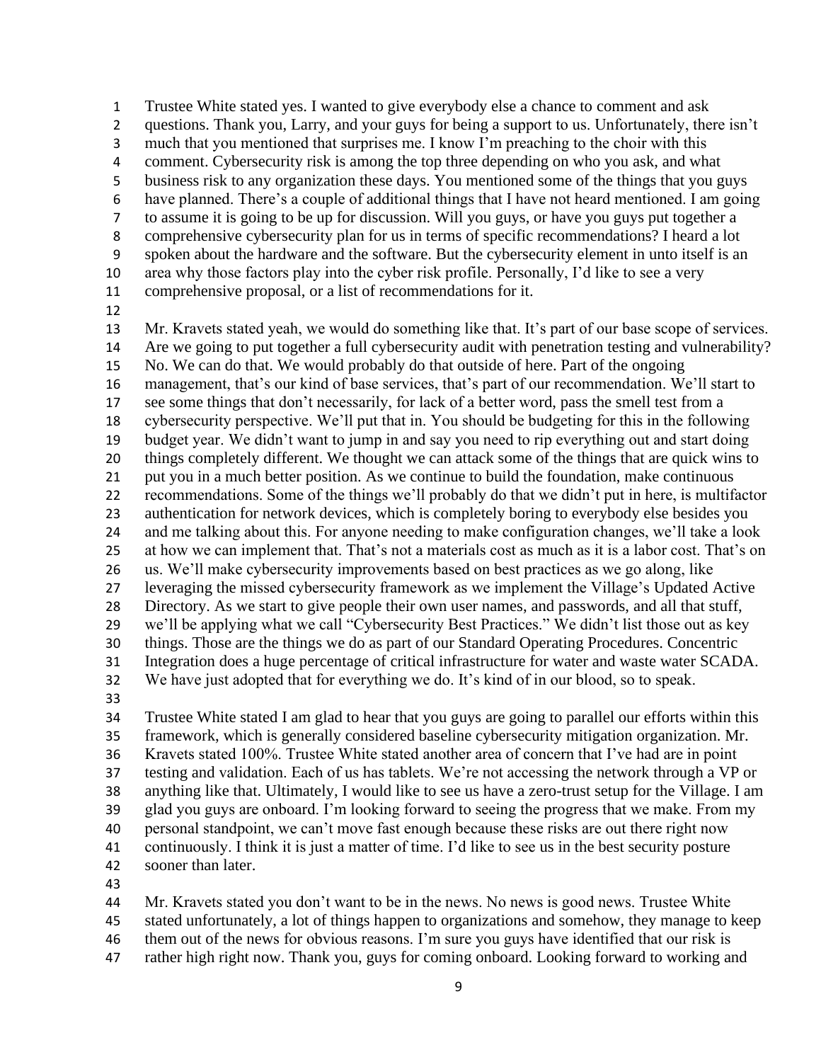Trustee White stated yes. I wanted to give everybody else a chance to comment and ask questions. Thank you, Larry, and your guys for being a support to us. Unfortunately, there isn't much that you mentioned that surprises me. I know I'm preaching to the choir with this comment. Cybersecurity risk is among the top three depending on who you ask, and what business risk to any organization these days. You mentioned some of the things that you guys have planned. There's a couple of additional things that I have not heard mentioned. I am going to assume it is going to be up for discussion. Will you guys, or have you guys put together a comprehensive cybersecurity plan for us in terms of specific recommendations? I heard a lot spoken about the hardware and the software. But the cybersecurity element in unto itself is an area why those factors play into the cyber risk profile. Personally, I'd like to see a very comprehensive proposal, or a list of recommendations for it.

Mr. Kravets stated yeah, we would do something like that. It's part of our base scope of services. Are we going to put together a full cybersecurity audit with penetration testing and vulnerability? No. We can do that. We would probably do that outside of here. Part of the ongoing management, that's our kind of base services, that's part of our recommendation. We'll start to see some things that don't necessarily, for lack of a better word, pass the smell test from a cybersecurity perspective. We'll put that in. You should be budgeting for this in the following budget year. We didn't want to jump in and say you need to rip everything out and start doing things completely different. We thought we can attack some of the things that are quick wins to put you in a much better position. As we continue to build the foundation, make continuous recommendations. Some of the things we'll probably do that we didn't put in here, is multifactor authentication for network devices, which is completely boring to everybody else besides you and me talking about this. For anyone needing to make configuration changes, we'll take a look at how we can implement that. That's not a materials cost as much as it is a labor cost. That's on us. We'll make cybersecurity improvements based on best practices as we go along, like leveraging the missed cybersecurity framework as we implement the Village's Updated Active Directory. As we start to give people their own user names, and passwords, and all that stuff, we'll be applying what we call "Cybersecurity Best Practices." We didn't list those out as key things. Those are the things we do as part of our Standard Operating Procedures. Concentric Integration does a huge percentage of critical infrastructure for water and waste water SCADA. We have just adopted that for everything we do. It's kind of in our blood, so to speak.

Trustee White stated I am glad to hear that you guys are going to parallel our efforts within this framework, which is generally considered baseline cybersecurity mitigation organization. Mr. Kravets stated 100%. Trustee White stated another area of concern that I've had are in point testing and validation. Each of us has tablets. We're not accessing the network through a VP or anything like that. Ultimately, I would like to see us have a zero-trust setup for the Village. I am glad you guys are onboard. I'm looking forward to seeing the progress that we make. From my personal standpoint, we can't move fast enough because these risks are out there right now continuously. I think it is just a matter of time. I'd like to see us in the best security posture sooner than later.

Mr. Kravets stated you don't want to be in the news. No news is good news. Trustee White stated unfortunately, a lot of things happen to organizations and somehow, they manage to keep them out of the news for obvious reasons. I'm sure you guys have identified that our risk is rather high right now. Thank you, guys for coming onboard. Looking forward to working and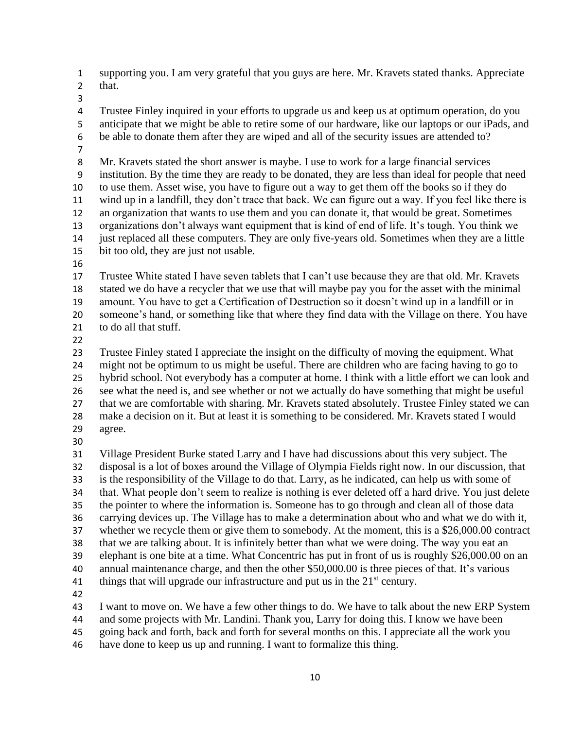supporting you. I am very grateful that you guys are here. Mr. Kravets stated thanks. Appreciate that.

Trustee Finley inquired in your efforts to upgrade us and keep us at optimum operation, do you anticipate that we might be able to retire some of our hardware, like our laptops or our iPads, and be able to donate them after they are wiped and all of the security issues are attended to?

Mr. Kravets stated the short answer is maybe. I use to work for a large financial services institution. By the time they are ready to be donated, they are less than ideal for people that need to use them. Asset wise, you have to figure out a way to get them off the books so if they do wind up in a landfill, they don't trace that back. We can figure out a way. If you feel like there is an organization that wants to use them and you can donate it, that would be great. Sometimes organizations don't always want equipment that is kind of end of life. It's tough. You think we just replaced all these computers. They are only five-years old. Sometimes when they are a little bit too old, they are just not usable.

Trustee White stated I have seven tablets that I can't use because they are that old. Mr. Kravets stated we do have a recycler that we use that will maybe pay you for the asset with the minimal amount. You have to get a Certification of Destruction so it doesn't wind up in a landfill or in someone's hand, or something like that where they find data with the Village on there. You have to do all that stuff.

Trustee Finley stated I appreciate the insight on the difficulty of moving the equipment. What might not be optimum to us might be useful. There are children who are facing having to go to hybrid school. Not everybody has a computer at home. I think with a little effort we can look and see what the need is, and see whether or not we actually do have something that might be useful that we are comfortable with sharing. Mr. Kravets stated absolutely. Trustee Finley stated we can make a decision on it. But at least it is something to be considered. Mr. Kravets stated I would agree.

Village President Burke stated Larry and I have had discussions about this very subject. The disposal is a lot of boxes around the Village of Olympia Fields right now. In our discussion, that is the responsibility of the Village to do that. Larry, as he indicated, can help us with some of that. What people don't seem to realize is nothing is ever deleted off a hard drive. You just delete the pointer to where the information is. Someone has to go through and clean all of those data carrying devices up. The Village has to make a determination about who and what we do with it, whether we recycle them or give them to somebody. At the moment, this is a $26,000.00 contract that we are talking about. It is infinitely better than what we were doing. The way you eat an elephant is one bite at a time. What Concentric has put in front of us is roughly $26,000.00 on an annual maintenance charge, and then the other $50,000.00 is three pieces of that. It's various things that will upgrade our infrastructure and put us in the 21st century.

I want to move on. We have a few other things to do. We have to talk about the new ERP System and some projects with Mr. Landini. Thank you, Larry for doing this. I know we have been going back and forth, back and forth for several months on this. I appreciate all the work you have done to keep us up and running. I want to formalize this thing.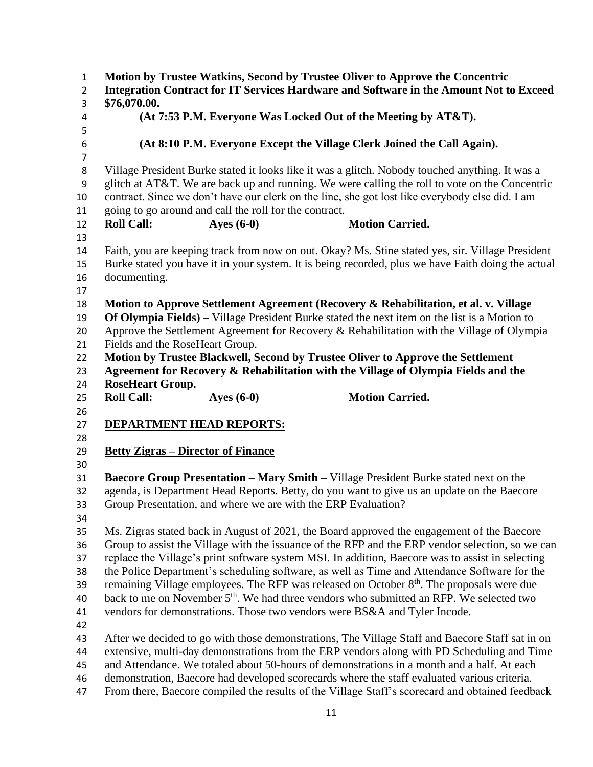**Motion by Trustee Watkins, Second by Trustee Oliver to Approve the Concentric Integration Contract for IT Services Hardware and Software in the Amount Not to Exceed $76,070.00.**

**(At 7:53 P.M. Everyone Was Locked Out of the Meeting by AT&T).**

**(At 8:10 P.M. Everyone Except the Village Clerk Joined the Call Again).**

Village President Burke stated it looks like it was a glitch. Nobody touched anything. It was a glitch at AT&T. We are back up and running. We were calling the roll to vote on the Concentric contract. Since we don't have our clerk on the line, she got lost like everybody else did. I am going to go around and call the roll for the contract.

**Roll Call: Ayes (6-0) Motion Carried.**

Faith, you are keeping track from now on out. Okay? Ms. Stine stated yes, sir. Village President Burke stated you have it in your system. It is being recorded, plus we have Faith doing the actual documenting.

**Motion to Approve Settlement Agreement (Recovery & Rehabilitation, et al. v. Village Of Olympia Fields) –** Village President Burke stated the next item on the list is a Motion to Approve the Settlement Agreement for Recovery & Rehabilitation with the Village of Olympia Fields and the RoseHeart Group.

**Motion by Trustee Blackwell, Second by Trustee Oliver to Approve the Settlement Agreement for Recovery & Rehabilitation with the Village of Olympia Fields and the RoseHeart Group.**

**Roll Call: Ayes (6-0) Motion Carried.**

## DEPARTMENT HEAD REPORTS:

### Betty Zigras – Director of Finance

**Baecore Group Presentation – Mary Smith –** Village President Burke stated next on the agenda, is Department Head Reports. Betty, do you want to give us an update on the Baecore Group Presentation, and where we are with the ERP Evaluation?

Ms. Zigras stated back in August of 2021, the Board approved the engagement of the Baecore Group to assist the Village with the issuance of the RFP and the ERP vendor selection, so we can replace the Village's print software system MSI. In addition, Baecore was to assist in selecting the Police Department's scheduling software, as well as Time and Attendance Software for the remaining Village employees. The RFP was released on October 8th. The proposals were due back to me on November 5th. We had three vendors who submitted an RFP. We selected two vendors for demonstrations. Those two vendors were BS&A and Tyler Incode.

After we decided to go with those demonstrations, The Village Staff and Baecore Staff sat in on extensive, multi-day demonstrations from the ERP vendors along with PD Scheduling and Time and Attendance. We totaled about 50-hours of demonstrations in a month and a half. At each demonstration, Baecore had developed scorecards where the staff evaluated various criteria. From there, Baecore compiled the results of the Village Staff's scorecard and obtained feedback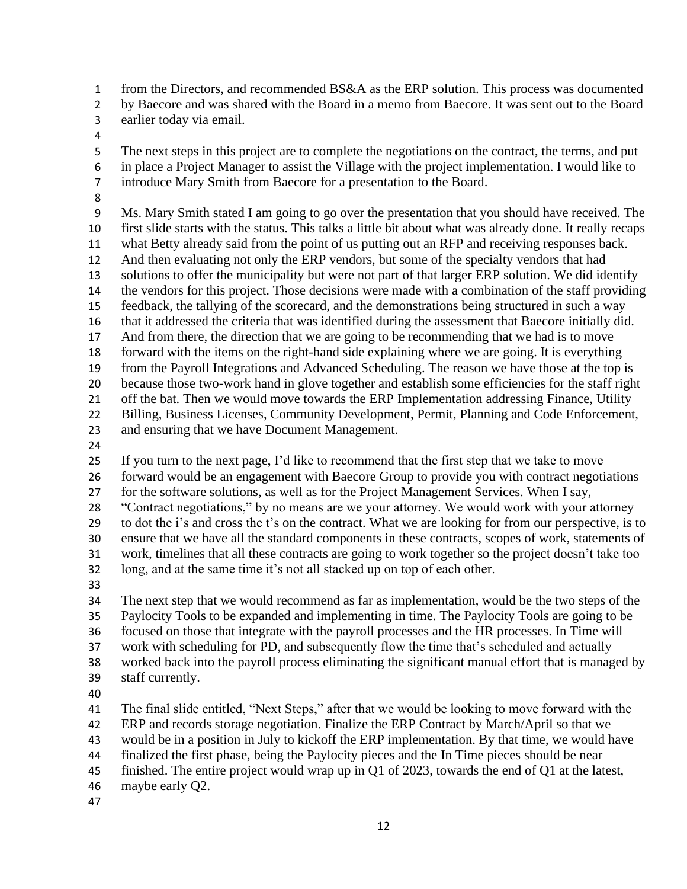from the Directors, and recommended BS&A as the ERP solution. This process was documented by Baecore and was shared with the Board in a memo from Baecore. It was sent out to the Board earlier today via email.

The next steps in this project are to complete the negotiations on the contract, the terms, and put in place a Project Manager to assist the Village with the project implementation. I would like to introduce Mary Smith from Baecore for a presentation to the Board.

Ms. Mary Smith stated I am going to go over the presentation that you should have received. The first slide starts with the status. This talks a little bit about what was already done. It really recaps what Betty already said from the point of us putting out an RFP and receiving responses back. And then evaluating not only the ERP vendors, but some of the specialty vendors that had solutions to offer the municipality but were not part of that larger ERP solution. We did identify the vendors for this project. Those decisions were made with a combination of the staff providing feedback, the tallying of the scorecard, and the demonstrations being structured in such a way that it addressed the criteria that was identified during the assessment that Baecore initially did. And from there, the direction that we are going to be recommending that we had is to move forward with the items on the right-hand side explaining where we are going. It is everything from the Payroll Integrations and Advanced Scheduling. The reason we have those at the top is because those two-work hand in glove together and establish some efficiencies for the staff right off the bat. Then we would move towards the ERP Implementation addressing Finance, Utility Billing, Business Licenses, Community Development, Permit, Planning and Code Enforcement, and ensuring that we have Document Management.

If you turn to the next page, I'd like to recommend that the first step that we take to move forward would be an engagement with Baecore Group to provide you with contract negotiations for the software solutions, as well as for the Project Management Services. When I say, "Contract negotiations," by no means are we your attorney. We would work with your attorney to dot the i's and cross the t's on the contract. What we are looking for from our perspective, is to ensure that we have all the standard components in these contracts, scopes of work, statements of work, timelines that all these contracts are going to work together so the project doesn't take too long, and at the same time it's not all stacked up on top of each other.

The next step that we would recommend as far as implementation, would be the two steps of the Paylocity Tools to be expanded and implementing in time. The Paylocity Tools are going to be focused on those that integrate with the payroll processes and the HR processes. In Time will work with scheduling for PD, and subsequently flow the time that's scheduled and actually worked back into the payroll process eliminating the significant manual effort that is managed by staff currently.

The final slide entitled, "Next Steps," after that we would be looking to move forward with the ERP and records storage negotiation. Finalize the ERP Contract by March/April so that we would be in a position in July to kickoff the ERP implementation. By that time, we would have finalized the first phase, being the Paylocity pieces and the In Time pieces should be near finished. The entire project would wrap up in Q1 of 2023, towards the end of Q1 at the latest, maybe early Q2.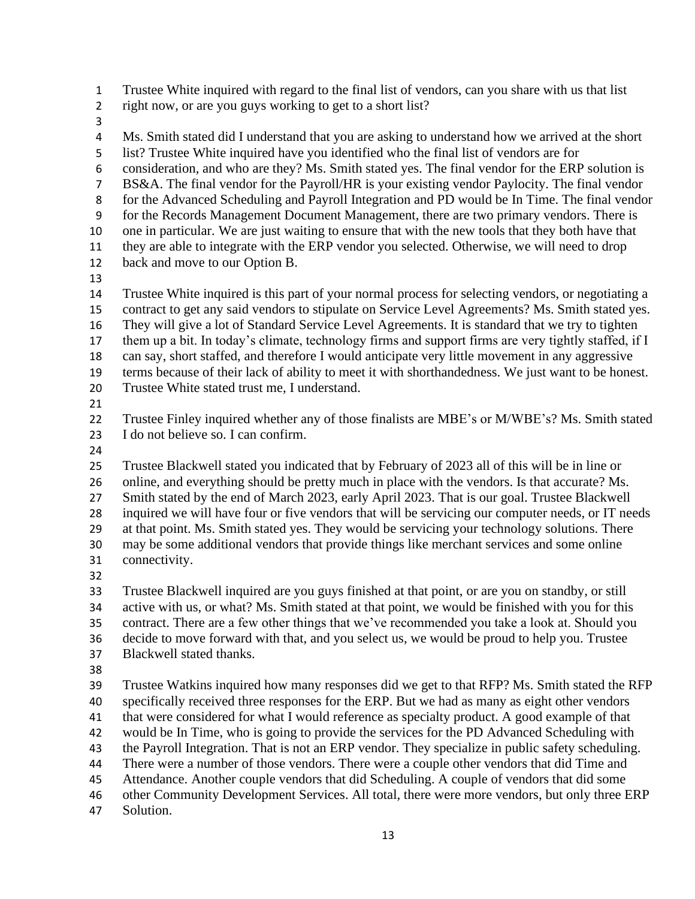Trustee White inquired with regard to the final list of vendors, can you share with us that list right now, or are you guys working to get to a short list?

Ms. Smith stated did I understand that you are asking to understand how we arrived at the short list? Trustee White inquired have you identified who the final list of vendors are for consideration, and who are they? Ms. Smith stated yes. The final vendor for the ERP solution is BS&A. The final vendor for the Payroll/HR is your existing vendor Paylocity. The final vendor for the Advanced Scheduling and Payroll Integration and PD would be In Time. The final vendor for the Records Management Document Management, there are two primary vendors. There is one in particular. We are just waiting to ensure that with the new tools that they both have that they are able to integrate with the ERP vendor you selected. Otherwise, we will need to drop back and move to our Option B.

Trustee White inquired is this part of your normal process for selecting vendors, or negotiating a contract to get any said vendors to stipulate on Service Level Agreements? Ms. Smith stated yes. They will give a lot of Standard Service Level Agreements. It is standard that we try to tighten them up a bit. In today's climate, technology firms and support firms are very tightly staffed, if I can say, short staffed, and therefore I would anticipate very little movement in any aggressive terms because of their lack of ability to meet it with shorthandedness. We just want to be honest. Trustee White stated trust me, I understand.

Trustee Finley inquired whether any of those finalists are MBE's or M/WBE's? Ms. Smith stated I do not believe so. I can confirm.

Trustee Blackwell stated you indicated that by February of 2023 all of this will be in line or online, and everything should be pretty much in place with the vendors. Is that accurate? Ms. Smith stated by the end of March 2023, early April 2023. That is our goal. Trustee Blackwell inquired we will have four or five vendors that will be servicing our computer needs, or IT needs at that point. Ms. Smith stated yes. They would be servicing your technology solutions. There may be some additional vendors that provide things like merchant services and some online connectivity.

Trustee Blackwell inquired are you guys finished at that point, or are you on standby, or still active with us, or what? Ms. Smith stated at that point, we would be finished with you for this contract. There are a few other things that we've recommended you take a look at. Should you decide to move forward with that, and you select us, we would be proud to help you. Trustee Blackwell stated thanks.

Trustee Watkins inquired how many responses did we get to that RFP? Ms. Smith stated the RFP specifically received three responses for the ERP. But we had as many as eight other vendors that were considered for what I would reference as specialty product. A good example of that would be In Time, who is going to provide the services for the PD Advanced Scheduling with the Payroll Integration. That is not an ERP vendor. They specialize in public safety scheduling. There were a number of those vendors. There were a couple other vendors that did Time and Attendance. Another couple vendors that did Scheduling. A couple of vendors that did some other Community Development Services. All total, there were more vendors, but only three ERP Solution.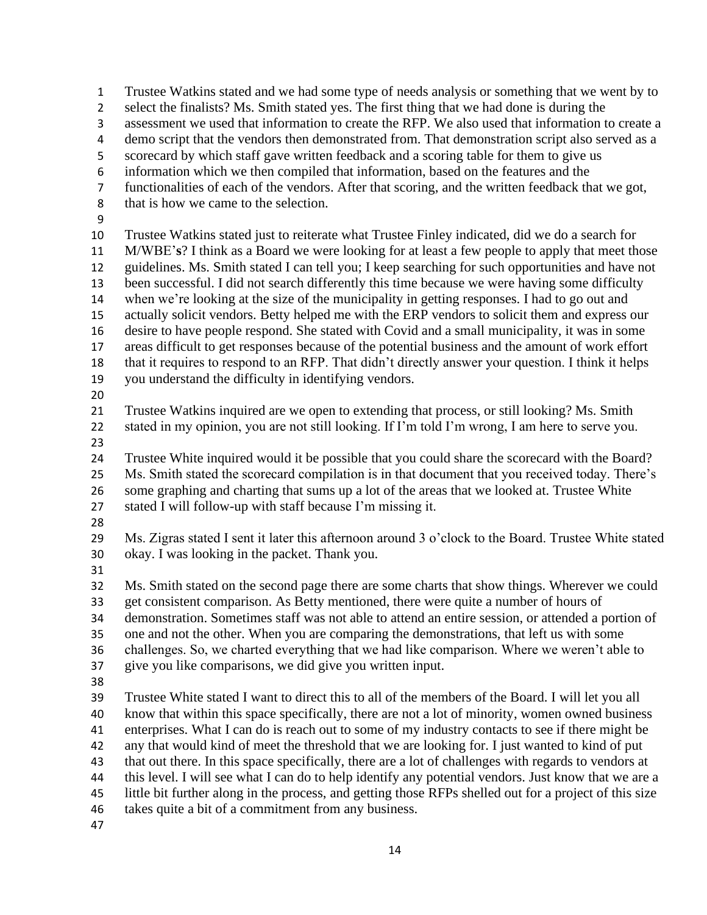Trustee Watkins stated and we had some type of needs analysis or something that we went by to select the finalists? Ms. Smith stated yes. The first thing that we had done is during the assessment we used that information to create the RFP. We also used that information to create a demo script that the vendors then demonstrated from. That demonstration script also served as a scorecard by which staff gave written feedback and a scoring table for them to give us information which we then compiled that information, based on the features and the functionalities of each of the vendors. After that scoring, and the written feedback that we got, that is how we came to the selection.

Trustee Watkins stated just to reiterate what Trustee Finley indicated, did we do a search for M/WBE's? I think as a Board we were looking for at least a few people to apply that meet those guidelines. Ms. Smith stated I can tell you; I keep searching for such opportunities and have not been successful. I did not search differently this time because we were having some difficulty when we're looking at the size of the municipality in getting responses. I had to go out and actually solicit vendors. Betty helped me with the ERP vendors to solicit them and express our desire to have people respond. She stated with Covid and a small municipality, it was in some areas difficult to get responses because of the potential business and the amount of work effort that it requires to respond to an RFP. That didn't directly answer your question. I think it helps you understand the difficulty in identifying vendors.

Trustee Watkins inquired are we open to extending that process, or still looking? Ms. Smith stated in my opinion, you are not still looking. If I'm told I'm wrong, I am here to serve you.

Trustee White inquired would it be possible that you could share the scorecard with the Board? Ms. Smith stated the scorecard compilation is in that document that you received today. There's some graphing and charting that sums up a lot of the areas that we looked at. Trustee White stated I will follow-up with staff because I'm missing it.

Ms. Zigras stated I sent it later this afternoon around 3 o'clock to the Board. Trustee White stated okay. I was looking in the packet. Thank you.

Ms. Smith stated on the second page there are some charts that show things. Wherever we could get consistent comparison. As Betty mentioned, there were quite a number of hours of demonstration. Sometimes staff was not able to attend an entire session, or attended a portion of one and not the other. When you are comparing the demonstrations, that left us with some challenges. So, we charted everything that we had like comparison. Where we weren't able to give you like comparisons, we did give you written input.

Trustee White stated I want to direct this to all of the members of the Board. I will let you all know that within this space specifically, there are not a lot of minority, women owned business enterprises. What I can do is reach out to some of my industry contacts to see if there might be any that would kind of meet the threshold that we are looking for. I just wanted to kind of put that out there. In this space specifically, there are a lot of challenges with regards to vendors at this level. I will see what I can do to help identify any potential vendors. Just know that we are a little bit further along in the process, and getting those RFPs shelled out for a project of this size takes quite a bit of a commitment from any business.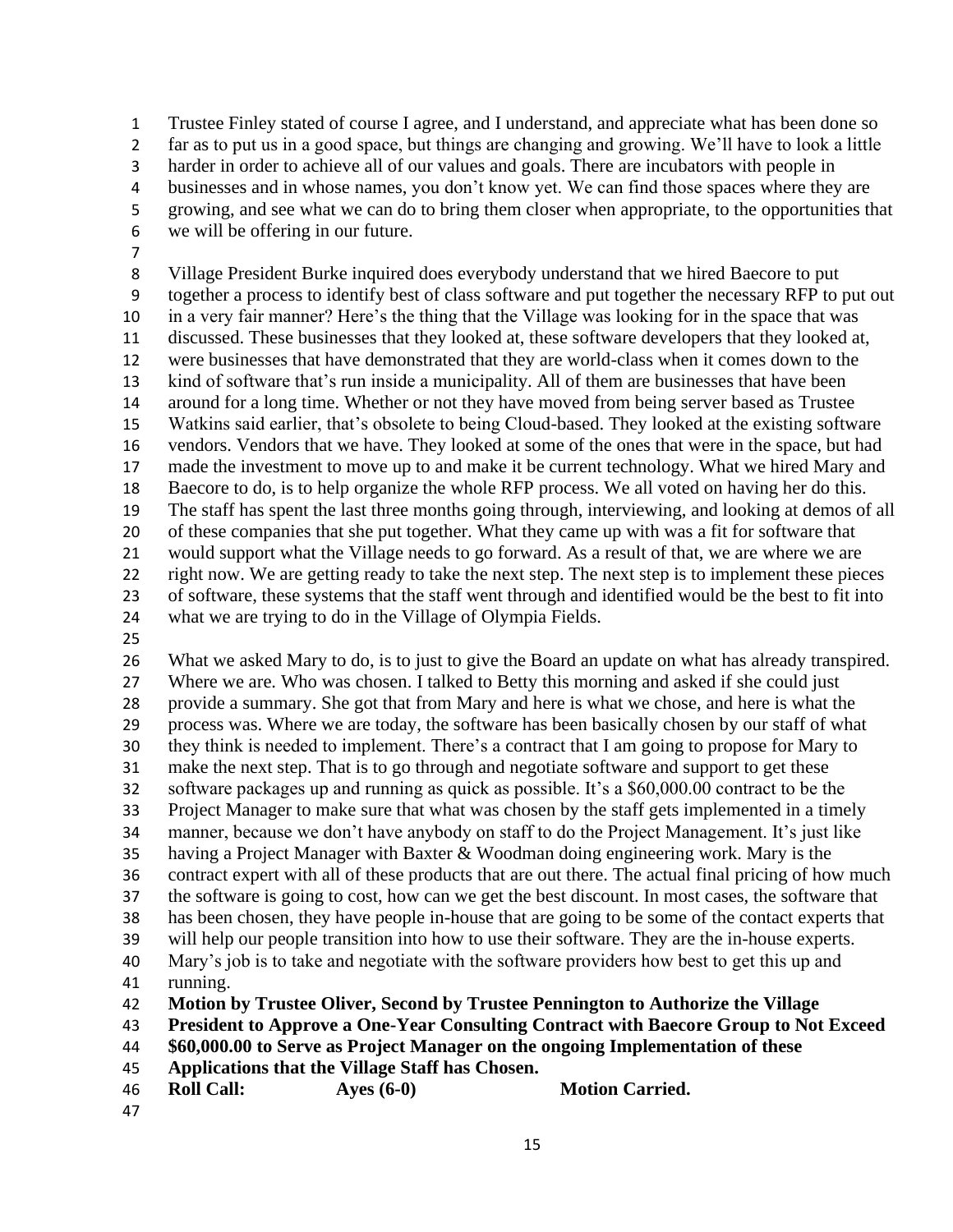Trustee Finley stated of course I agree, and I understand, and appreciate what has been done so far as to put us in a good space, but things are changing and growing. We'll have to look a little harder in order to achieve all of our values and goals. There are incubators with people in businesses and in whose names, you don't know yet. We can find those spaces where they are growing, and see what we can do to bring them closer when appropriate, to the opportunities that we will be offering in our future.

Village President Burke inquired does everybody understand that we hired Baecore to put together a process to identify best of class software and put together the necessary RFP to put out in a very fair manner? Here's the thing that the Village was looking for in the space that was discussed. These businesses that they looked at, these software developers that they looked at, were businesses that have demonstrated that they are world-class when it comes down to the kind of software that's run inside a municipality. All of them are businesses that have been around for a long time. Whether or not they have moved from being server based as Trustee Watkins said earlier, that's obsolete to being Cloud-based. They looked at the existing software vendors. Vendors that we have. They looked at some of the ones that were in the space, but had made the investment to move up to and make it be current technology. What we hired Mary and Baecore to do, is to help organize the whole RFP process. We all voted on having her do this. The staff has spent the last three months going through, interviewing, and looking at demos of all of these companies that she put together. What they came up with was a fit for software that would support what the Village needs to go forward. As a result of that, we are where we are right now. We are getting ready to take the next step. The next step is to implement these pieces of software, these systems that the staff went through and identified would be the best to fit into what we are trying to do in the Village of Olympia Fields.

What we asked Mary to do, is to just to give the Board an update on what has already transpired. Where we are. Who was chosen. I talked to Betty this morning and asked if she could just provide a summary. She got that from Mary and here is what we chose, and here is what the process was. Where we are today, the software has been basically chosen by our staff of what they think is needed to implement. There's a contract that I am going to propose for Mary to make the next step. That is to go through and negotiate software and support to get these software packages up and running as quick as possible. It's a $60,000.00 contract to be the Project Manager to make sure that what was chosen by the staff gets implemented in a timely manner, because we don't have anybody on staff to do the Project Management. It's just like having a Project Manager with Baxter & Woodman doing engineering work. Mary is the contract expert with all of these products that are out there. The actual final pricing of how much the software is going to cost, how can we get the best discount. In most cases, the software that has been chosen, they have people in-house that are going to be some of the contact experts that will help our people transition into how to use their software. They are the in-house experts. Mary's job is to take and negotiate with the software providers how best to get this up and running.

**Motion by Trustee Oliver, Second by Trustee Pennington to Authorize the Village President to Approve a One-Year Consulting Contract with Baecore Group to Not Exceed $60,000.00 to Serve as Project Manager on the ongoing Implementation of these Applications that the Village Staff has Chosen.**

**Roll Call: Ayes (6-0) Motion Carried.**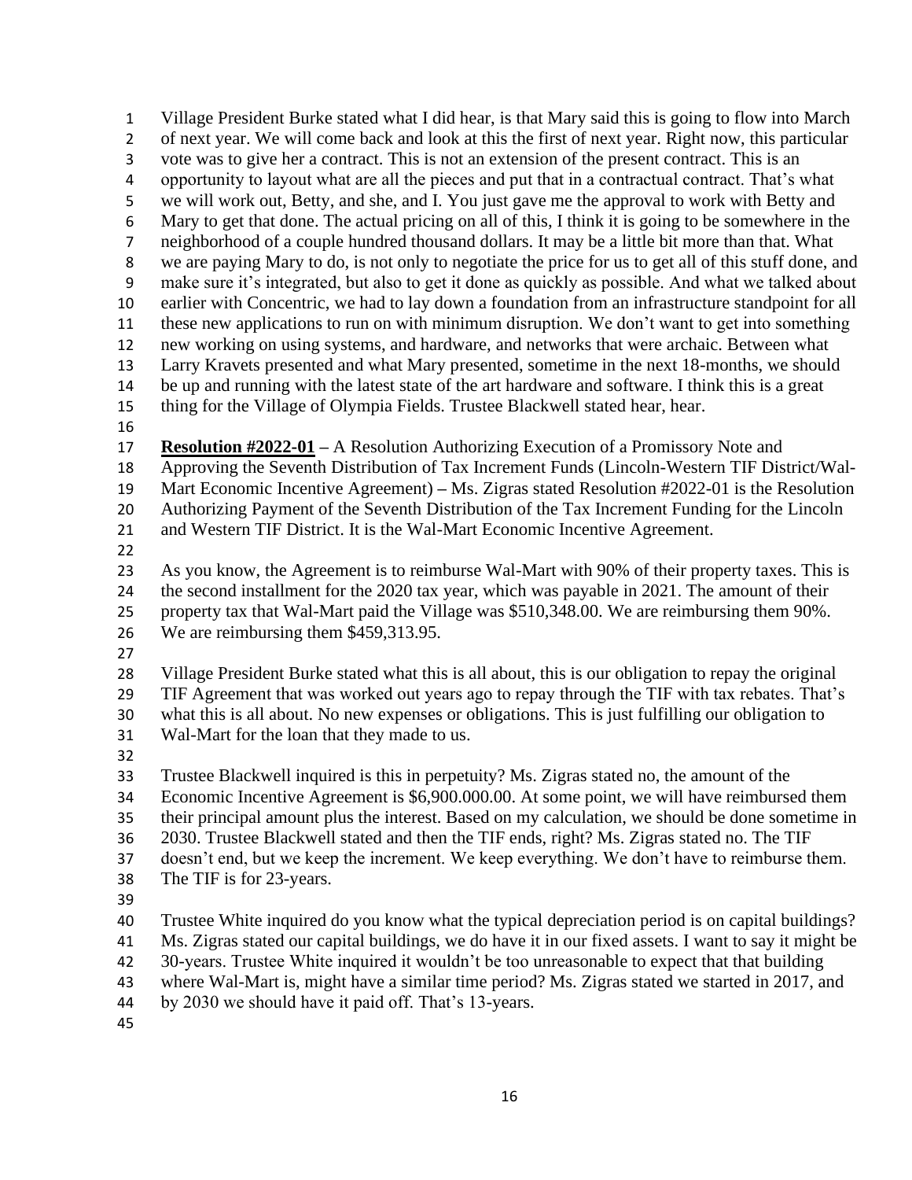Village President Burke stated what I did hear, is that Mary said this is going to flow into March of next year. We will come back and look at this the first of next year. Right now, this particular vote was to give her a contract. This is not an extension of the present contract. This is an opportunity to layout what are all the pieces and put that in a contractual contract. That's what we will work out, Betty, and she, and I. You just gave me the approval to work with Betty and Mary to get that done. The actual pricing on all of this, I think it is going to be somewhere in the neighborhood of a couple hundred thousand dollars. It may be a little bit more than that. What we are paying Mary to do, is not only to negotiate the price for us to get all of this stuff done, and make sure it's integrated, but also to get it done as quickly as possible. And what we talked about earlier with Concentric, we had to lay down a foundation from an infrastructure standpoint for all these new applications to run on with minimum disruption. We don't want to get into something new working on using systems, and hardware, and networks that were archaic. Between what Larry Kravets presented and what Mary presented, sometime in the next 18-months, we should be up and running with the latest state of the art hardware and software. I think this is a great thing for the Village of Olympia Fields. Trustee Blackwell stated hear, hear.

**Resolution #2022-01** – A Resolution Authorizing Execution of a Promissory Note and Approving the Seventh Distribution of Tax Increment Funds (Lincoln-Western TIF District/Wal-Mart Economic Incentive Agreement) – Ms. Zigras stated Resolution #2022-01 is the Resolution Authorizing Payment of the Seventh Distribution of the Tax Increment Funding for the Lincoln and Western TIF District. It is the Wal-Mart Economic Incentive Agreement.

As you know, the Agreement is to reimburse Wal-Mart with 90% of their property taxes. This is the second installment for the 2020 tax year, which was payable in 2021. The amount of their property tax that Wal-Mart paid the Village was $510,348.00. We are reimbursing them 90%. We are reimbursing them $459,313.95.

Village President Burke stated what this is all about, this is our obligation to repay the original TIF Agreement that was worked out years ago to repay through the TIF with tax rebates. That's what this is all about. No new expenses or obligations. This is just fulfilling our obligation to Wal-Mart for the loan that they made to us.

Trustee Blackwell inquired is this in perpetuity? Ms. Zigras stated no, the amount of the Economic Incentive Agreement is $6,900.000.00. At some point, we will have reimbursed them their principal amount plus the interest. Based on my calculation, we should be done sometime in 2030. Trustee Blackwell stated and then the TIF ends, right? Ms. Zigras stated no. The TIF doesn't end, but we keep the increment. We keep everything. We don't have to reimburse them. The TIF is for 23-years.

Trustee White inquired do you know what the typical depreciation period is on capital buildings? Ms. Zigras stated our capital buildings, we do have it in our fixed assets. I want to say it might be 30-years. Trustee White inquired it wouldn't be too unreasonable to expect that that building where Wal-Mart is, might have a similar time period? Ms. Zigras stated we started in 2017, and by 2030 we should have it paid off. That's 13-years.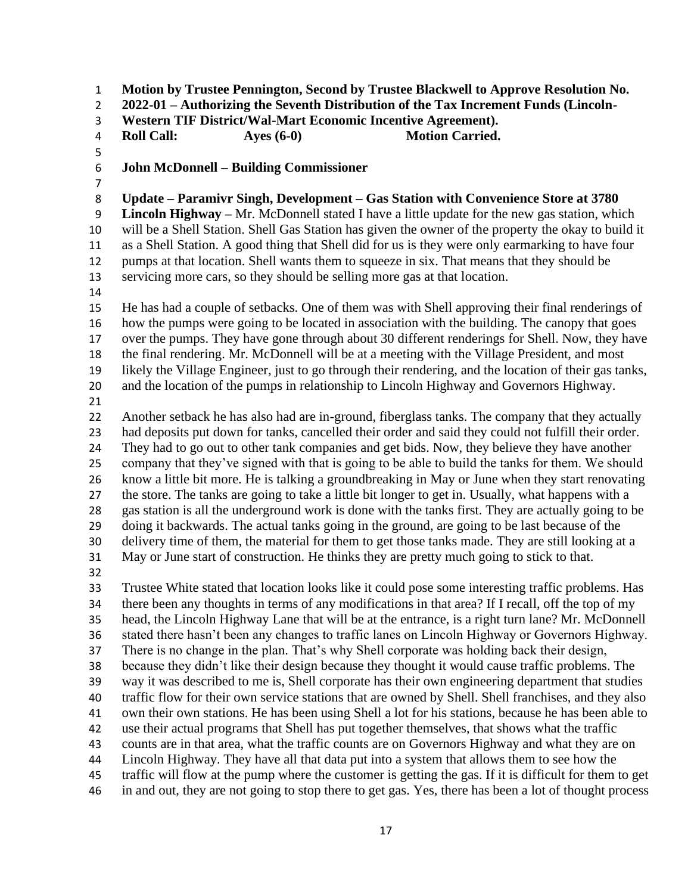**Motion by Trustee Pennington, Second by Trustee Blackwell to Approve Resolution No. 2022-01 – Authorizing the Seventh Distribution of the Tax Increment Funds (Lincoln-Western TIF District/Wal-Mart Economic Incentive Agreement).**
**Roll Call: Ayes (6-0) Motion Carried.**

**John McDonnell – Building Commissioner**

**Update – Paramivr Singh, Development – Gas Station with Convenience Store at 3780 Lincoln Highway –** Mr. McDonnell stated I have a little update for the new gas station, which will be a Shell Station. Shell Gas Station has given the owner of the property the okay to build it as a Shell Station. A good thing that Shell did for us is they were only earmarking to have four pumps at that location. Shell wants them to squeeze in six. That means that they should be servicing more cars, so they should be selling more gas at that location.

He has had a couple of setbacks. One of them was with Shell approving their final renderings of how the pumps were going to be located in association with the building. The canopy that goes over the pumps. They have gone through about 30 different renderings for Shell. Now, they have the final rendering. Mr. McDonnell will be at a meeting with the Village President, and most likely the Village Engineer, just to go through their rendering, and the location of their gas tanks, and the location of the pumps in relationship to Lincoln Highway and Governors Highway.

Another setback he has also had are in-ground, fiberglass tanks. The company that they actually had deposits put down for tanks, cancelled their order and said they could not fulfill their order. They had to go out to other tank companies and get bids. Now, they believe they have another company that they've signed with that is going to be able to build the tanks for them. We should know a little bit more. He is talking a groundbreaking in May or June when they start renovating the store. The tanks are going to take a little bit longer to get in. Usually, what happens with a gas station is all the underground work is done with the tanks first. They are actually going to be doing it backwards. The actual tanks going in the ground, are going to be last because of the delivery time of them, the material for them to get those tanks made. They are still looking at a May or June start of construction. He thinks they are pretty much going to stick to that.

Trustee White stated that location looks like it could pose some interesting traffic problems. Has there been any thoughts in terms of any modifications in that area? If I recall, off the top of my head, the Lincoln Highway Lane that will be at the entrance, is a right turn lane? Mr. McDonnell stated there hasn't been any changes to traffic lanes on Lincoln Highway or Governors Highway. There is no change in the plan. That's why Shell corporate was holding back their design, because they didn't like their design because they thought it would cause traffic problems. The way it was described to me is, Shell corporate has their own engineering department that studies traffic flow for their own service stations that are owned by Shell. Shell franchises, and they also own their own stations. He has been using Shell a lot for his stations, because he has been able to use their actual programs that Shell has put together themselves, that shows what the traffic counts are in that area, what the traffic counts are on Governors Highway and what they are on Lincoln Highway. They have all that data put into a system that allows them to see how the traffic will flow at the pump where the customer is getting the gas. If it is difficult for them to get in and out, they are not going to stop there to get gas. Yes, there has been a lot of thought process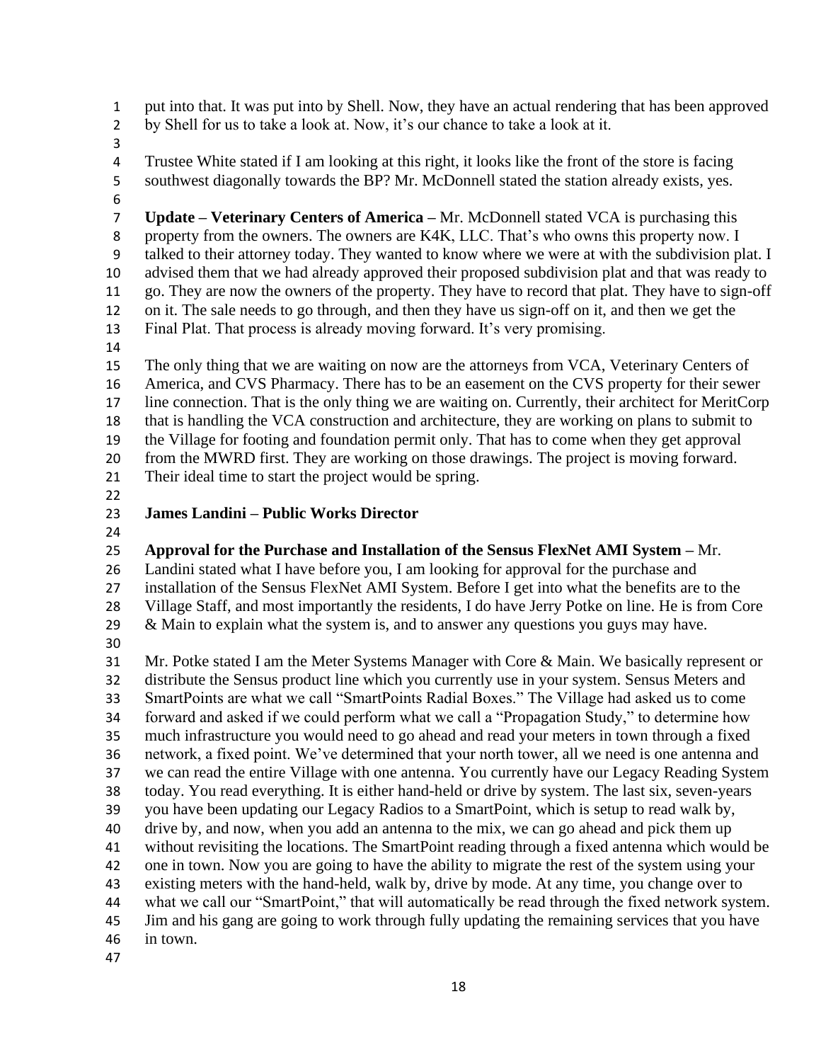put into that. It was put into by Shell. Now, they have an actual rendering that has been approved by Shell for us to take a look at. Now, it's our chance to take a look at it.

Trustee White stated if I am looking at this right, it looks like the front of the store is facing southwest diagonally towards the BP? Mr. McDonnell stated the station already exists, yes.

**Update – Veterinary Centers of America –** Mr. McDonnell stated VCA is purchasing this property from the owners. The owners are K4K, LLC. That's who owns this property now. I talked to their attorney today. They wanted to know where we were at with the subdivision plat. I advised them that we had already approved their proposed subdivision plat and that was ready to go. They are now the owners of the property. They have to record that plat. They have to sign-off on it. The sale needs to go through, and then they have us sign-off on it, and then we get the Final Plat. That process is already moving forward. It's very promising.

The only thing that we are waiting on now are the attorneys from VCA, Veterinary Centers of America, and CVS Pharmacy. There has to be an easement on the CVS property for their sewer line connection. That is the only thing we are waiting on. Currently, their architect for MeritCorp that is handling the VCA construction and architecture, they are working on plans to submit to the Village for footing and foundation permit only. That has to come when they get approval from the MWRD first. They are working on those drawings. The project is moving forward. Their ideal time to start the project would be spring.

**James Landini – Public Works Director**

**Approval for the Purchase and Installation of the Sensus FlexNet AMI System –** Mr. Landini stated what I have before you, I am looking for approval for the purchase and installation of the Sensus FlexNet AMI System. Before I get into what the benefits are to the Village Staff, and most importantly the residents, I do have Jerry Potke on line. He is from Core & Main to explain what the system is, and to answer any questions you guys may have.

Mr. Potke stated I am the Meter Systems Manager with Core & Main. We basically represent or distribute the Sensus product line which you currently use in your system. Sensus Meters and SmartPoints are what we call "SmartPoints Radial Boxes." The Village had asked us to come forward and asked if we could perform what we call a "Propagation Study," to determine how much infrastructure you would need to go ahead and read your meters in town through a fixed network, a fixed point. We've determined that your north tower, all we need is one antenna and we can read the entire Village with one antenna. You currently have our Legacy Reading System today. You read everything. It is either hand-held or drive by system. The last six, seven-years you have been updating our Legacy Radios to a SmartPoint, which is setup to read walk by, drive by, and now, when you add an antenna to the mix, we can go ahead and pick them up without revisiting the locations. The SmartPoint reading through a fixed antenna which would be one in town. Now you are going to have the ability to migrate the rest of the system using your existing meters with the hand-held, walk by, drive by mode. At any time, you change over to what we call our "SmartPoint," that will automatically be read through the fixed network system. Jim and his gang are going to work through fully updating the remaining services that you have in town.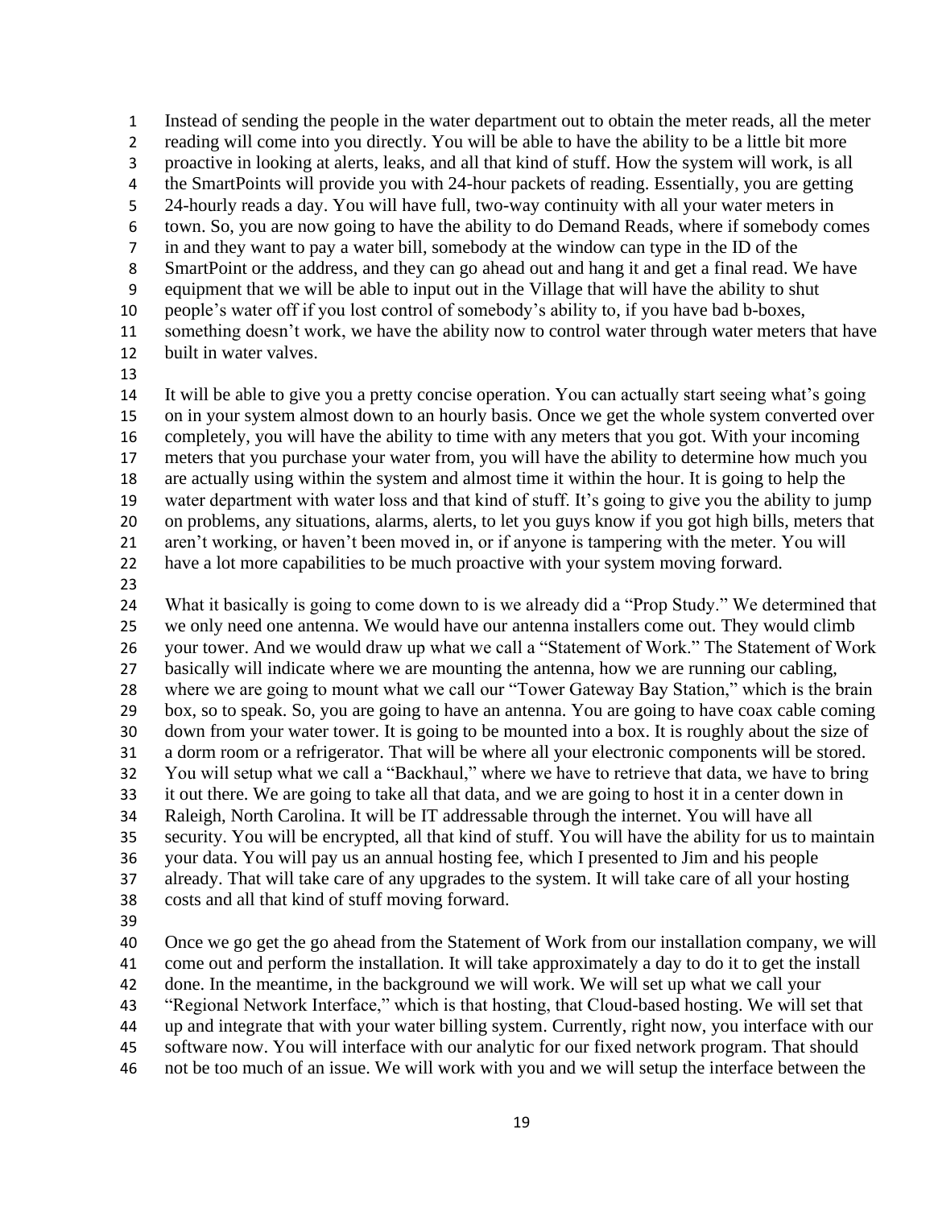Instead of sending the people in the water department out to obtain the meter reads, all the meter reading will come into you directly. You will be able to have the ability to be a little bit more proactive in looking at alerts, leaks, and all that kind of stuff. How the system will work, is all the SmartPoints will provide you with 24-hour packets of reading. Essentially, you are getting 24-hourly reads a day. You will have full, two-way continuity with all your water meters in town. So, you are now going to have the ability to do Demand Reads, where if somebody comes in and they want to pay a water bill, somebody at the window can type in the ID of the SmartPoint or the address, and they can go ahead out and hang it and get a final read. We have equipment that we will be able to input out in the Village that will have the ability to shut people's water off if you lost control of somebody's ability to, if you have bad b-boxes, something doesn't work, we have the ability now to control water through water meters that have built in water valves.

It will be able to give you a pretty concise operation. You can actually start seeing what's going on in your system almost down to an hourly basis. Once we get the whole system converted over completely, you will have the ability to time with any meters that you got. With your incoming meters that you purchase your water from, you will have the ability to determine how much you are actually using within the system and almost time it within the hour. It is going to help the water department with water loss and that kind of stuff. It's going to give you the ability to jump on problems, any situations, alarms, alerts, to let you guys know if you got high bills, meters that aren't working, or haven't been moved in, or if anyone is tampering with the meter. You will have a lot more capabilities to be much proactive with your system moving forward.

What it basically is going to come down to is we already did a "Prop Study." We determined that we only need one antenna. We would have our antenna installers come out. They would climb your tower. And we would draw up what we call a "Statement of Work." The Statement of Work basically will indicate where we are mounting the antenna, how we are running our cabling, where we are going to mount what we call our "Tower Gateway Bay Station," which is the brain box, so to speak. So, you are going to have an antenna. You are going to have coax cable coming down from your water tower. It is going to be mounted into a box. It is roughly about the size of a dorm room or a refrigerator. That will be where all your electronic components will be stored. You will setup what we call a "Backhaul," where we have to retrieve that data, we have to bring it out there. We are going to take all that data, and we are going to host it in a center down in Raleigh, North Carolina. It will be IT addressable through the internet. You will have all security. You will be encrypted, all that kind of stuff. You will have the ability for us to maintain your data. You will pay us an annual hosting fee, which I presented to Jim and his people already. That will take care of any upgrades to the system. It will take care of all your hosting costs and all that kind of stuff moving forward.

Once we go get the go ahead from the Statement of Work from our installation company, we will come out and perform the installation. It will take approximately a day to do it to get the install done. In the meantime, in the background we will work. We will set up what we call your "Regional Network Interface," which is that hosting, that Cloud-based hosting. We will set that up and integrate that with your water billing system. Currently, right now, you interface with our software now. You will interface with our analytic for our fixed network program. That should not be too much of an issue. We will work with you and we will setup the interface between the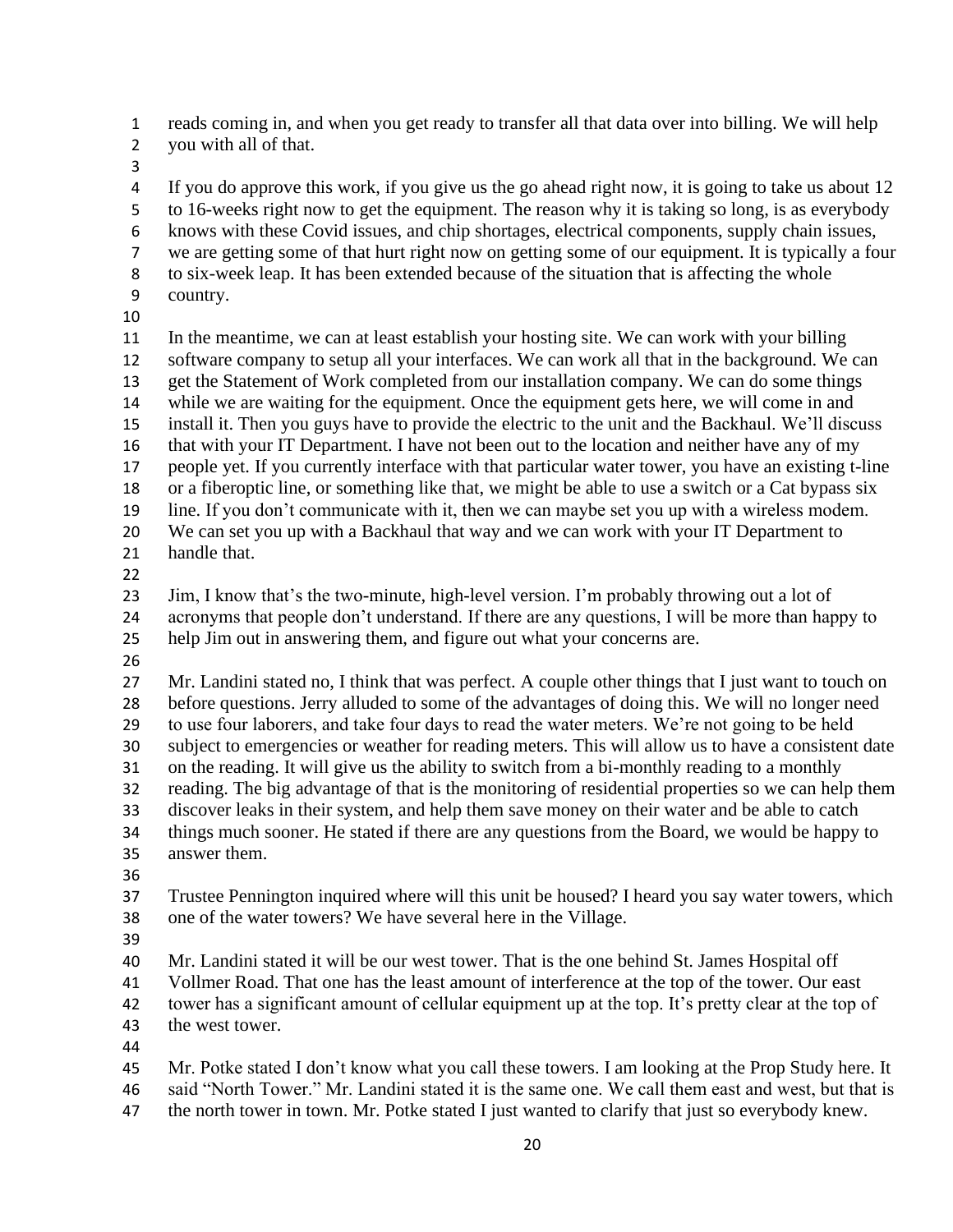reads coming in, and when you get ready to transfer all that data over into billing. We will help you with all of that.

If you do approve this work, if you give us the go ahead right now, it is going to take us about 12 to 16-weeks right now to get the equipment. The reason why it is taking so long, is as everybody knows with these Covid issues, and chip shortages, electrical components, supply chain issues, we are getting some of that hurt right now on getting some of our equipment. It is typically a four to six-week leap. It has been extended because of the situation that is affecting the whole country.

In the meantime, we can at least establish your hosting site. We can work with your billing software company to setup all your interfaces. We can work all that in the background. We can get the Statement of Work completed from our installation company. We can do some things while we are waiting for the equipment. Once the equipment gets here, we will come in and install it. Then you guys have to provide the electric to the unit and the Backhaul. We'll discuss that with your IT Department. I have not been out to the location and neither have any of my people yet. If you currently interface with that particular water tower, you have an existing t-line or a fiberoptic line, or something like that, we might be able to use a switch or a Cat bypass six line. If you don't communicate with it, then we can maybe set you up with a wireless modem. We can set you up with a Backhaul that way and we can work with your IT Department to handle that.

Jim, I know that's the two-minute, high-level version. I'm probably throwing out a lot of acronyms that people don't understand. If there are any questions, I will be more than happy to help Jim out in answering them, and figure out what your concerns are.

Mr. Landini stated no, I think that was perfect. A couple other things that I just want to touch on before questions. Jerry alluded to some of the advantages of doing this. We will no longer need to use four laborers, and take four days to read the water meters. We're not going to be held subject to emergencies or weather for reading meters. This will allow us to have a consistent date on the reading. It will give us the ability to switch from a bi-monthly reading to a monthly reading. The big advantage of that is the monitoring of residential properties so we can help them discover leaks in their system, and help them save money on their water and be able to catch things much sooner. He stated if there are any questions from the Board, we would be happy to answer them.

Trustee Pennington inquired where will this unit be housed? I heard you say water towers, which one of the water towers? We have several here in the Village.

Mr. Landini stated it will be our west tower. That is the one behind St. James Hospital off Vollmer Road. That one has the least amount of interference at the top of the tower. Our east tower has a significant amount of cellular equipment up at the top. It's pretty clear at the top of the west tower.

Mr. Potke stated I don't know what you call these towers. I am looking at the Prop Study here. It said "North Tower." Mr. Landini stated it is the same one. We call them east and west, but that is the north tower in town. Mr. Potke stated I just wanted to clarify that just so everybody knew.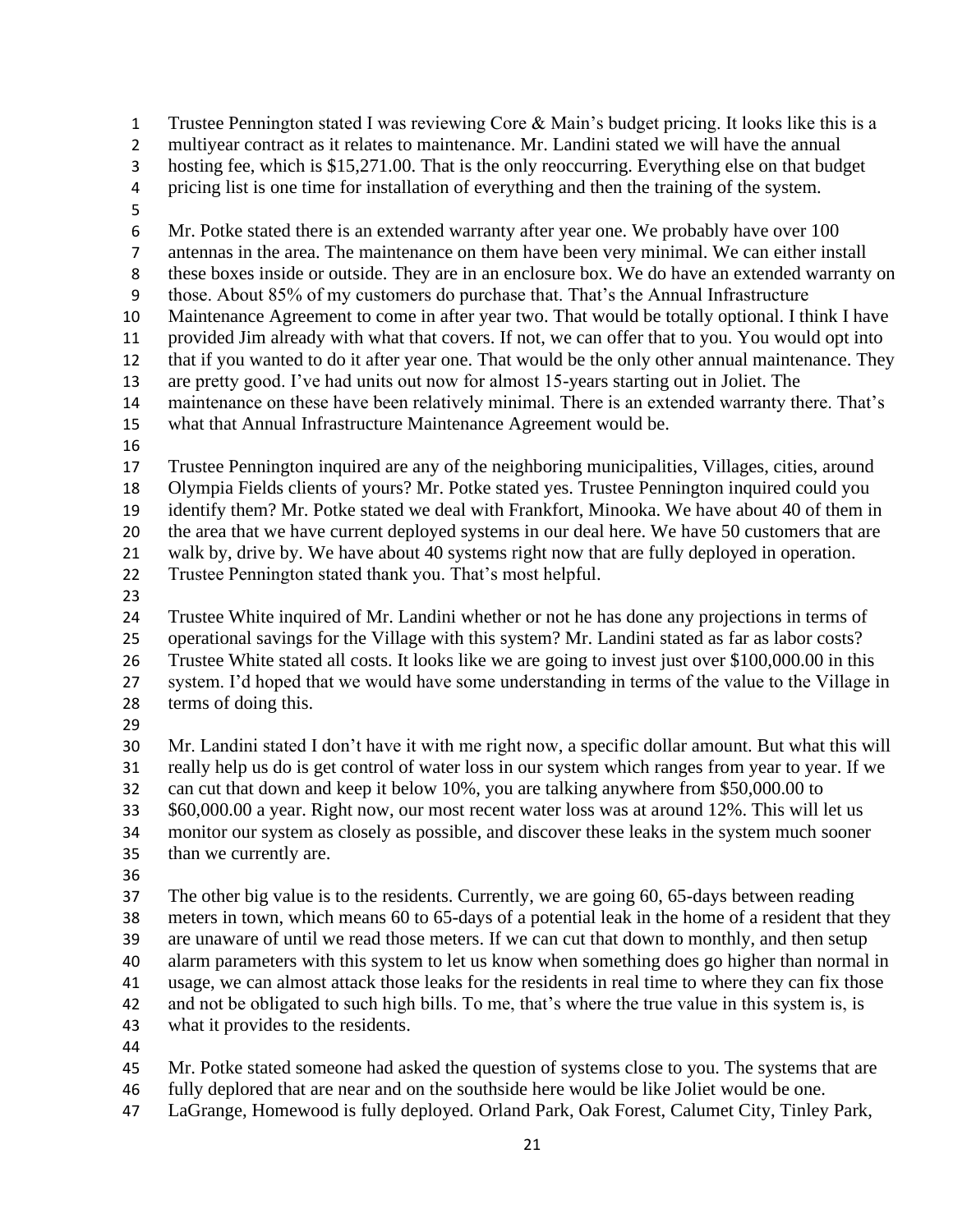Trustee Pennington stated I was reviewing Core & Main's budget pricing. It looks like this is a multiyear contract as it relates to maintenance. Mr. Landini stated we will have the annual hosting fee, which is $15,271.00. That is the only reoccurring. Everything else on that budget pricing list is one time for installation of everything and then the training of the system.

Mr. Potke stated there is an extended warranty after year one. We probably have over 100 antennas in the area. The maintenance on them have been very minimal. We can either install these boxes inside or outside. They are in an enclosure box. We do have an extended warranty on those. About 85% of my customers do purchase that. That's the Annual Infrastructure Maintenance Agreement to come in after year two. That would be totally optional. I think I have provided Jim already with what that covers. If not, we can offer that to you. You would opt into that if you wanted to do it after year one. That would be the only other annual maintenance. They are pretty good. I've had units out now for almost 15-years starting out in Joliet. The maintenance on these have been relatively minimal. There is an extended warranty there. That's what that Annual Infrastructure Maintenance Agreement would be.

Trustee Pennington inquired are any of the neighboring municipalities, Villages, cities, around Olympia Fields clients of yours? Mr. Potke stated yes. Trustee Pennington inquired could you identify them? Mr. Potke stated we deal with Frankfort, Minooka. We have about 40 of them in the area that we have current deployed systems in our deal here. We have 50 customers that are walk by, drive by. We have about 40 systems right now that are fully deployed in operation. Trustee Pennington stated thank you. That's most helpful.

Trustee White inquired of Mr. Landini whether or not he has done any projections in terms of operational savings for the Village with this system? Mr. Landini stated as far as labor costs? Trustee White stated all costs. It looks like we are going to invest just over $100,000.00 in this system. I'd hoped that we would have some understanding in terms of the value to the Village in terms of doing this.

Mr. Landini stated I don't have it with me right now, a specific dollar amount. But what this will really help us do is get control of water loss in our system which ranges from year to year. If we can cut that down and keep it below 10%, you are talking anywhere from $50,000.00 to $60,000.00 a year. Right now, our most recent water loss was at around 12%. This will let us monitor our system as closely as possible, and discover these leaks in the system much sooner than we currently are.

The other big value is to the residents. Currently, we are going 60, 65-days between reading meters in town, which means 60 to 65-days of a potential leak in the home of a resident that they are unaware of until we read those meters. If we can cut that down to monthly, and then setup alarm parameters with this system to let us know when something does go higher than normal in usage, we can almost attack those leaks for the residents in real time to where they can fix those and not be obligated to such high bills. To me, that's where the true value in this system is, is what it provides to the residents.

Mr. Potke stated someone had asked the question of systems close to you. The systems that are fully deplored that are near and on the southside here would be like Joliet would be one. LaGrange, Homewood is fully deployed. Orland Park, Oak Forest, Calumet City, Tinley Park,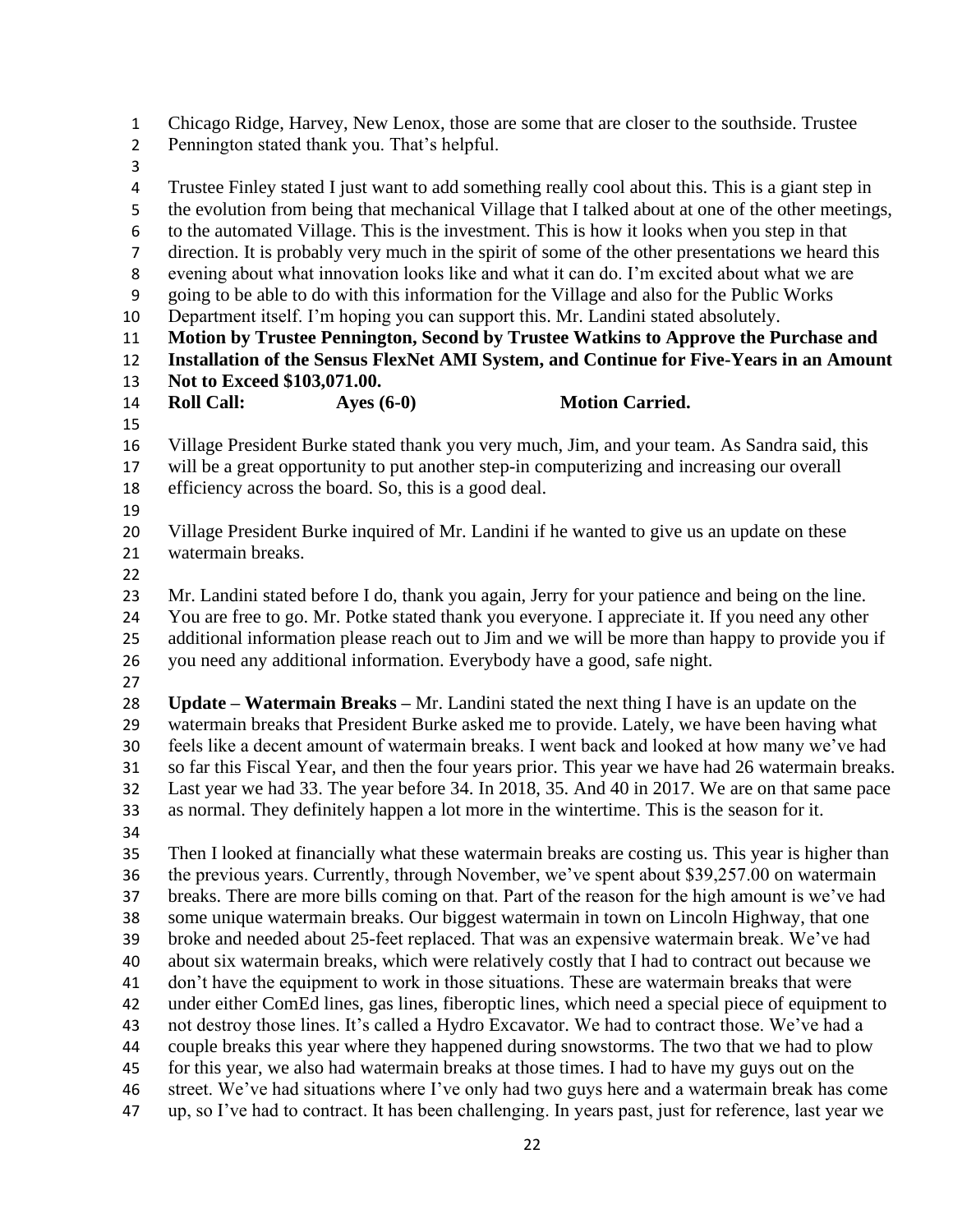Chicago Ridge, Harvey, New Lenox, those are some that are closer to the southside. Trustee Pennington stated thank you. That's helpful.

Trustee Finley stated I just want to add something really cool about this. This is a giant step in the evolution from being that mechanical Village that I talked about at one of the other meetings, to the automated Village. This is the investment. This is how it looks when you step in that direction. It is probably very much in the spirit of some of the other presentations we heard this evening about what innovation looks like and what it can do. I'm excited about what we are going to be able to do with this information for the Village and also for the Public Works Department itself. I'm hoping you can support this. Mr. Landini stated absolutely.

**Motion by Trustee Pennington, Second by Trustee Watkins to Approve the Purchase and Installation of the Sensus FlexNet AMI System, and Continue for Five-Years in an Amount Not to Exceed $103,071.00.**

**Roll Call: Ayes (6-0) Motion Carried.**

Village President Burke stated thank you very much, Jim, and your team. As Sandra said, this will be a great opportunity to put another step-in computerizing and increasing our overall efficiency across the board. So, this is a good deal.

Village President Burke inquired of Mr. Landini if he wanted to give us an update on these watermain breaks.

Mr. Landini stated before I do, thank you again, Jerry for your patience and being on the line. You are free to go. Mr. Potke stated thank you everyone. I appreciate it. If you need any other additional information please reach out to Jim and we will be more than happy to provide you if you need any additional information. Everybody have a good, safe night.

**Update – Watermain Breaks –** Mr. Landini stated the next thing I have is an update on the watermain breaks that President Burke asked me to provide. Lately, we have been having what feels like a decent amount of watermain breaks. I went back and looked at how many we've had so far this Fiscal Year, and then the four years prior. This year we have had 26 watermain breaks. Last year we had 33. The year before 34. In 2018, 35. And 40 in 2017. We are on that same pace as normal. They definitely happen a lot more in the wintertime. This is the season for it.

Then I looked at financially what these watermain breaks are costing us. This year is higher than the previous years. Currently, through November, we've spent about $39,257.00 on watermain breaks. There are more bills coming on that. Part of the reason for the high amount is we've had some unique watermain breaks. Our biggest watermain in town on Lincoln Highway, that one broke and needed about 25-feet replaced. That was an expensive watermain break. We've had about six watermain breaks, which were relatively costly that I had to contract out because we don't have the equipment to work in those situations. These are watermain breaks that were under either ComEd lines, gas lines, fiberoptic lines, which need a special piece of equipment to not destroy those lines. It's called a Hydro Excavator. We had to contract those. We've had a couple breaks this year where they happened during snowstorms. The two that we had to plow for this year, we also had watermain breaks at those times. I had to have my guys out on the street. We've had situations where I've only had two guys here and a watermain break has come up, so I've had to contract. It has been challenging. In years past, just for reference, last year we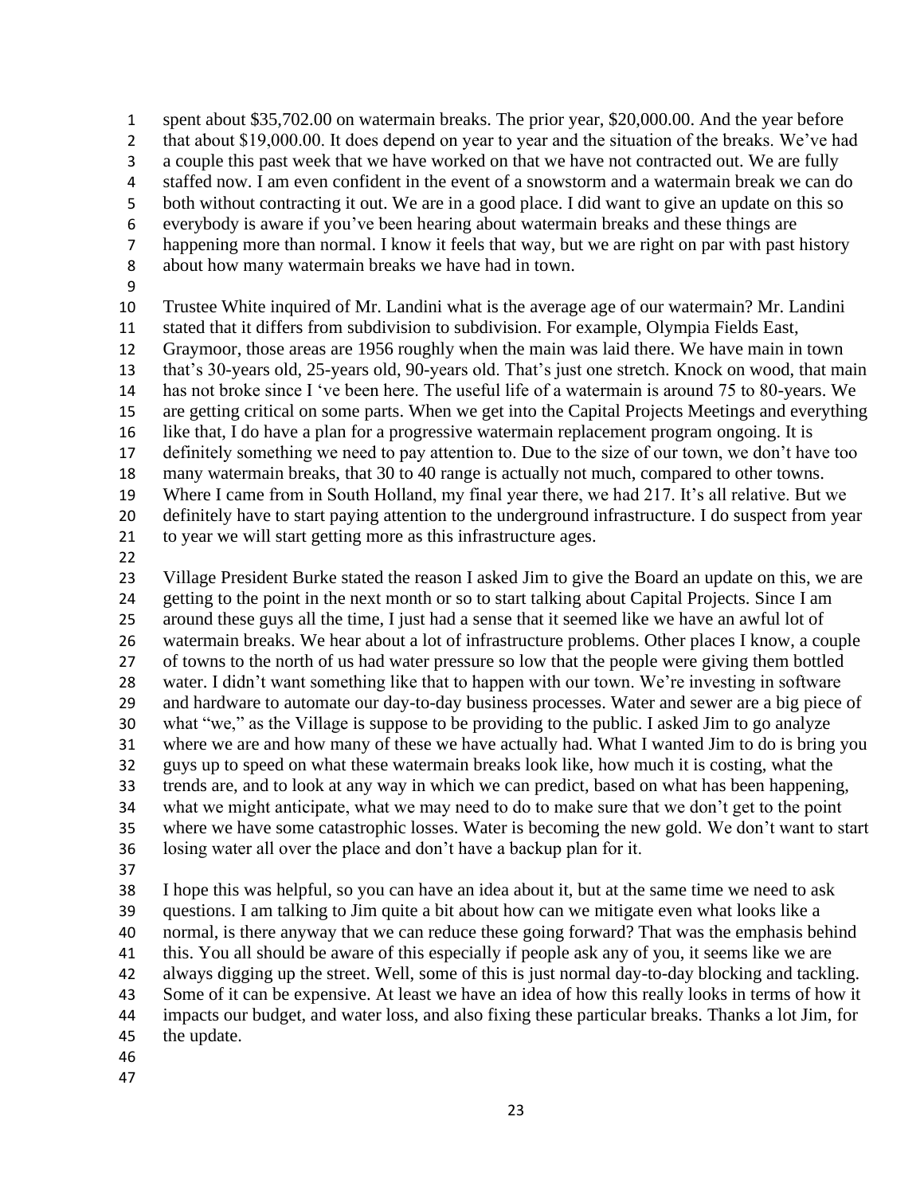spent about $35,702.00 on watermain breaks. The prior year, $20,000.00. And the year before that about $19,000.00. It does depend on year to year and the situation of the breaks. We've had a couple this past week that we have worked on that we have not contracted out. We are fully staffed now. I am even confident in the event of a snowstorm and a watermain break we can do both without contracting it out. We are in a good place. I did want to give an update on this so everybody is aware if you've been hearing about watermain breaks and these things are happening more than normal. I know it feels that way, but we are right on par with past history about how many watermain breaks we have had in town.

Trustee White inquired of Mr. Landini what is the average age of our watermain? Mr. Landini stated that it differs from subdivision to subdivision. For example, Olympia Fields East, Graymoor, those areas are 1956 roughly when the main was laid there. We have main in town that's 30-years old, 25-years old, 90-years old. That's just one stretch. Knock on wood, that main has not broke since I 've been here. The useful life of a watermain is around 75 to 80-years. We are getting critical on some parts. When we get into the Capital Projects Meetings and everything like that, I do have a plan for a progressive watermain replacement program ongoing. It is definitely something we need to pay attention to. Due to the size of our town, we don't have too many watermain breaks, that 30 to 40 range is actually not much, compared to other towns. Where I came from in South Holland, my final year there, we had 217. It's all relative. But we definitely have to start paying attention to the underground infrastructure. I do suspect from year to year we will start getting more as this infrastructure ages.

Village President Burke stated the reason I asked Jim to give the Board an update on this, we are getting to the point in the next month or so to start talking about Capital Projects. Since I am around these guys all the time, I just had a sense that it seemed like we have an awful lot of watermain breaks. We hear about a lot of infrastructure problems. Other places I know, a couple of towns to the north of us had water pressure so low that the people were giving them bottled water. I didn't want something like that to happen with our town. We're investing in software and hardware to automate our day-to-day business processes. Water and sewer are a big piece of what "we," as the Village is suppose to be providing to the public. I asked Jim to go analyze where we are and how many of these we have actually had. What I wanted Jim to do is bring you guys up to speed on what these watermain breaks look like, how much it is costing, what the trends are, and to look at any way in which we can predict, based on what has been happening, what we might anticipate, what we may need to do to make sure that we don't get to the point where we have some catastrophic losses. Water is becoming the new gold. We don't want to start losing water all over the place and don't have a backup plan for it.

I hope this was helpful, so you can have an idea about it, but at the same time we need to ask questions. I am talking to Jim quite a bit about how can we mitigate even what looks like a normal, is there anyway that we can reduce these going forward? That was the emphasis behind this. You all should be aware of this especially if people ask any of you, it seems like we are always digging up the street. Well, some of this is just normal day-to-day blocking and tackling. Some of it can be expensive. At least we have an idea of how this really looks in terms of how it impacts our budget, and water loss, and also fixing these particular breaks. Thanks a lot Jim, for the update.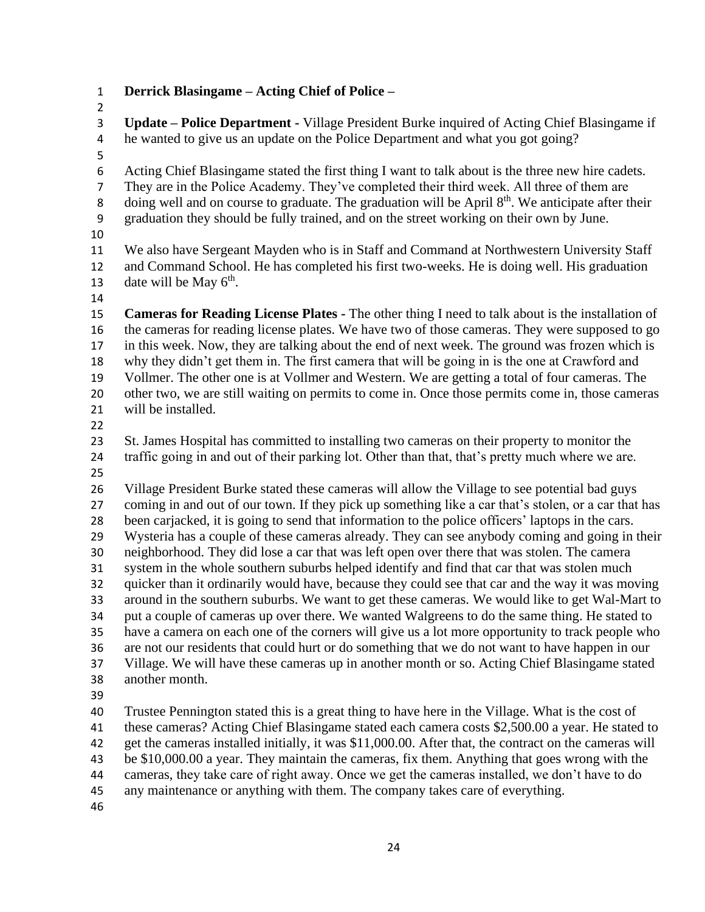**Derrick Blasingame – Acting Chief of Police –**

**Update – Police Department -** Village President Burke inquired of Acting Chief Blasingame if he wanted to give us an update on the Police Department and what you got going?

Acting Chief Blasingame stated the first thing I want to talk about is the three new hire cadets. They are in the Police Academy. They've completed their third week. All three of them are doing well and on course to graduate. The graduation will be April 8th. We anticipate after their graduation they should be fully trained, and on the street working on their own by June.

We also have Sergeant Mayden who is in Staff and Command at Northwestern University Staff and Command School. He has completed his first two-weeks. He is doing well. His graduation date will be May 6th.

**Cameras for Reading License Plates -** The other thing I need to talk about is the installation of the cameras for reading license plates. We have two of those cameras. They were supposed to go in this week. Now, they are talking about the end of next week. The ground was frozen which is why they didn't get them in. The first camera that will be going in is the one at Crawford and Vollmer. The other one is at Vollmer and Western. We are getting a total of four cameras. The other two, we are still waiting on permits to come in. Once those permits come in, those cameras will be installed.

St. James Hospital has committed to installing two cameras on their property to monitor the traffic going in and out of their parking lot. Other than that, that's pretty much where we are.

Village President Burke stated these cameras will allow the Village to see potential bad guys coming in and out of our town. If they pick up something like a car that's stolen, or a car that has been carjacked, it is going to send that information to the police officers' laptops in the cars. Wysteria has a couple of these cameras already. They can see anybody coming and going in their neighborhood. They did lose a car that was left open over there that was stolen. The camera system in the whole southern suburbs helped identify and find that car that was stolen much quicker than it ordinarily would have, because they could see that car and the way it was moving around in the southern suburbs. We want to get these cameras. We would like to get Wal-Mart to put a couple of cameras up over there. We wanted Walgreens to do the same thing. He stated to have a camera on each one of the corners will give us a lot more opportunity to track people who are not our residents that could hurt or do something that we do not want to have happen in our Village. We will have these cameras up in another month or so. Acting Chief Blasingame stated another month.

Trustee Pennington stated this is a great thing to have here in the Village. What is the cost of these cameras? Acting Chief Blasingame stated each camera costs $2,500.00 a year. He stated to get the cameras installed initially, it was $11,000.00. After that, the contract on the cameras will be $10,000.00 a year. They maintain the cameras, fix them. Anything that goes wrong with the cameras, they take care of right away. Once we get the cameras installed, we don't have to do any maintenance or anything with them. The company takes care of everything.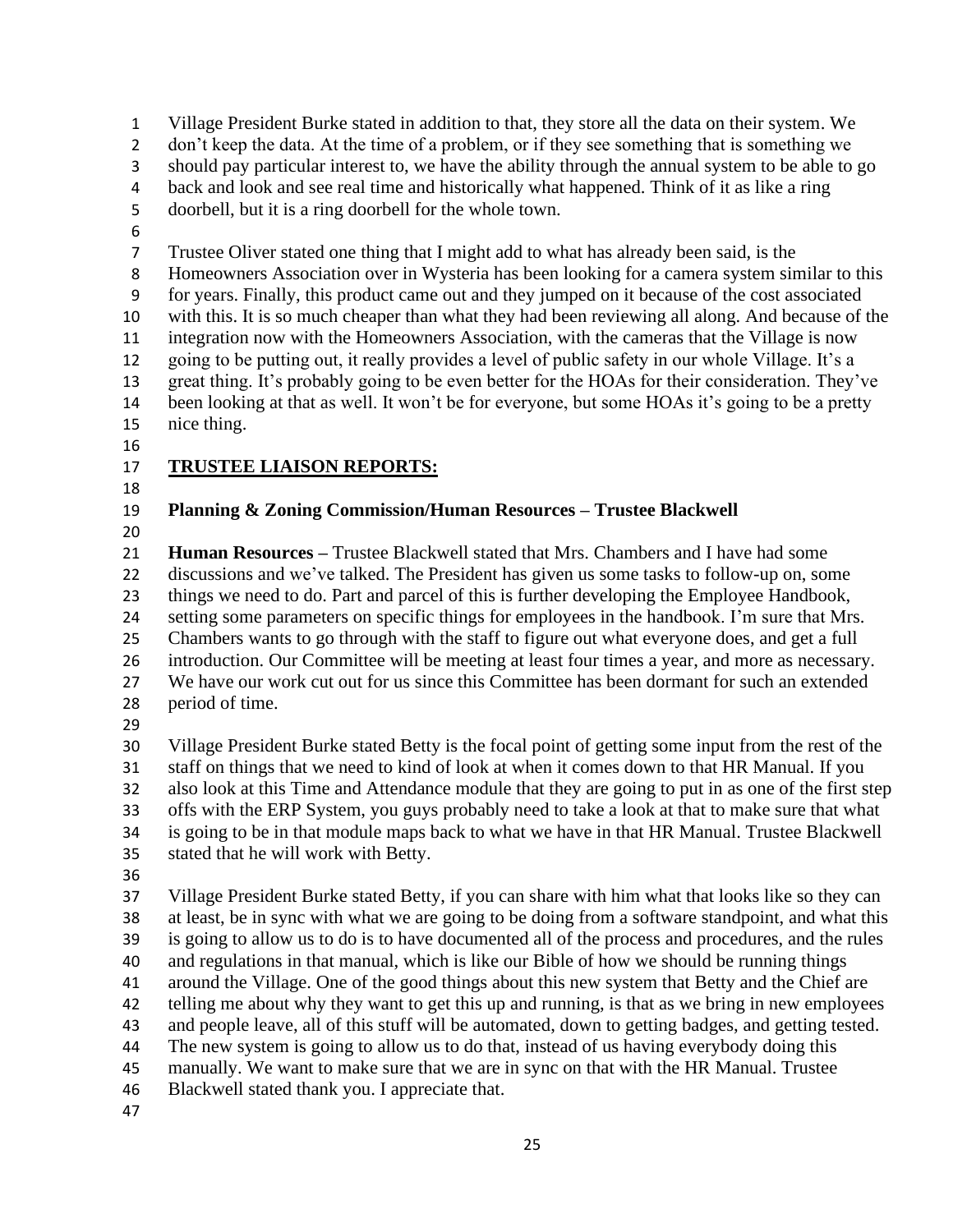Village President Burke stated in addition to that, they store all the data on their system. We don't keep the data. At the time of a problem, or if they see something that is something we should pay particular interest to, we have the ability through the annual system to be able to go back and look and see real time and historically what happened. Think of it as like a ring doorbell, but it is a ring doorbell for the whole town.

Trustee Oliver stated one thing that I might add to what has already been said, is the Homeowners Association over in Wysteria has been looking for a camera system similar to this for years. Finally, this product came out and they jumped on it because of the cost associated with this. It is so much cheaper than what they had been reviewing all along. And because of the integration now with the Homeowners Association, with the cameras that the Village is now going to be putting out, it really provides a level of public safety in our whole Village. It's a great thing. It's probably going to be even better for the HOAs for their consideration. They've been looking at that as well. It won't be for everyone, but some HOAs it's going to be a pretty nice thing.

## TRUSTEE LIAISON REPORTS:

### Planning & Zoning Commission/Human Resources – Trustee Blackwell

**Human Resources –** Trustee Blackwell stated that Mrs. Chambers and I have had some discussions and we've talked. The President has given us some tasks to follow-up on, some things we need to do. Part and parcel of this is further developing the Employee Handbook, setting some parameters on specific things for employees in the handbook. I'm sure that Mrs. Chambers wants to go through with the staff to figure out what everyone does, and get a full introduction. Our Committee will be meeting at least four times a year, and more as necessary. We have our work cut out for us since this Committee has been dormant for such an extended period of time.

Village President Burke stated Betty is the focal point of getting some input from the rest of the staff on things that we need to kind of look at when it comes down to that HR Manual. If you also look at this Time and Attendance module that they are going to put in as one of the first step offs with the ERP System, you guys probably need to take a look at that to make sure that what is going to be in that module maps back to what we have in that HR Manual. Trustee Blackwell stated that he will work with Betty.

Village President Burke stated Betty, if you can share with him what that looks like so they can at least, be in sync with what we are going to be doing from a software standpoint, and what this is going to allow us to do is to have documented all of the process and procedures, and the rules and regulations in that manual, which is like our Bible of how we should be running things around the Village. One of the good things about this new system that Betty and the Chief are telling me about why they want to get this up and running, is that as we bring in new employees and people leave, all of this stuff will be automated, down to getting badges, and getting tested. The new system is going to allow us to do that, instead of us having everybody doing this manually. We want to make sure that we are in sync on that with the HR Manual. Trustee Blackwell stated thank you. I appreciate that.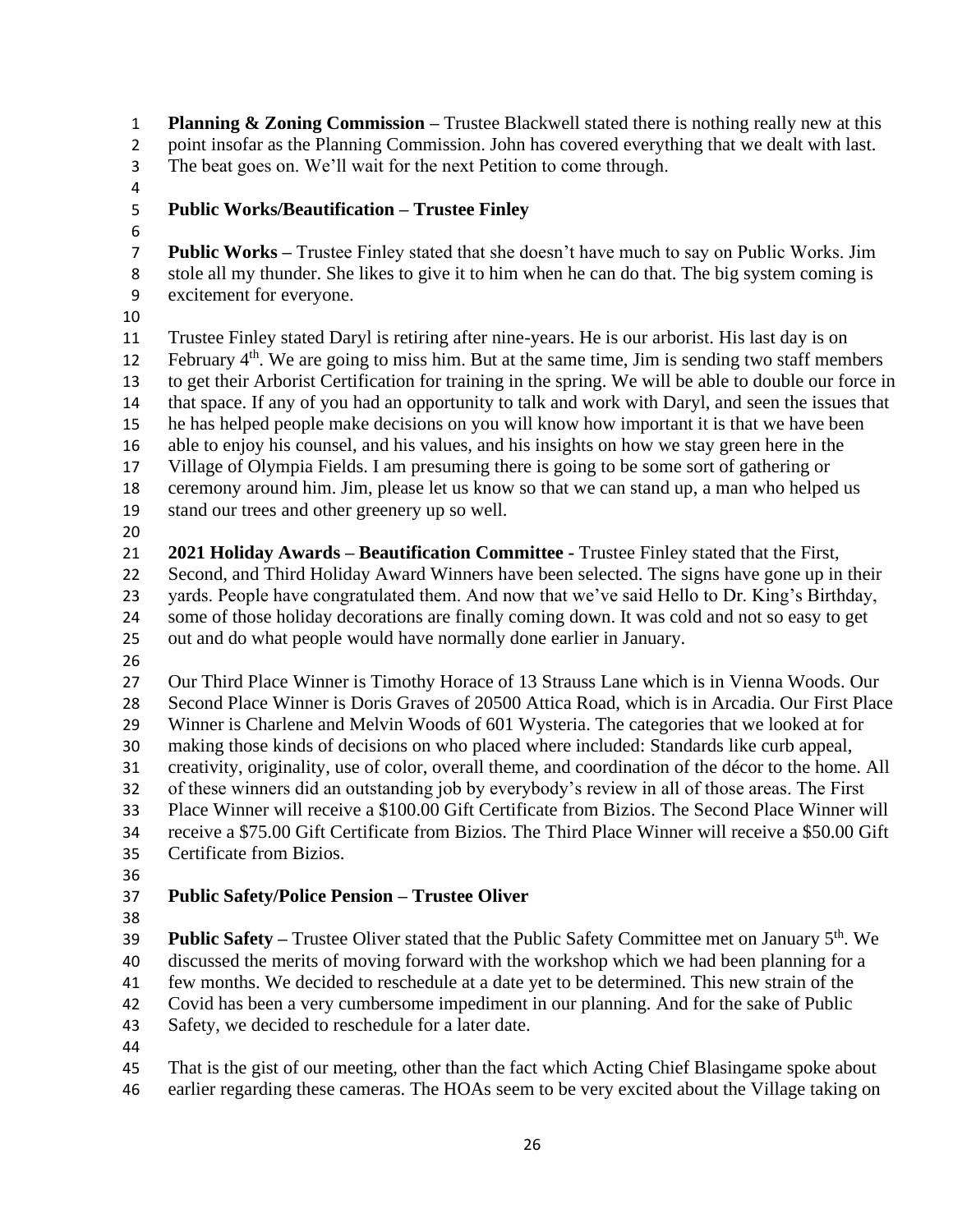**Planning & Zoning Commission –** Trustee Blackwell stated there is nothing really new at this point insofar as the Planning Commission. John has covered everything that we dealt with last. The beat goes on. We'll wait for the next Petition to come through.

**Public Works/Beautification – Trustee Finley**

**Public Works –** Trustee Finley stated that she doesn't have much to say on Public Works. Jim stole all my thunder. She likes to give it to him when he can do that. The big system coming is excitement for everyone.

Trustee Finley stated Daryl is retiring after nine-years. He is our arborist. His last day is on February 4th. We are going to miss him. But at the same time, Jim is sending two staff members to get their Arborist Certification for training in the spring. We will be able to double our force in that space. If any of you had an opportunity to talk and work with Daryl, and seen the issues that he has helped people make decisions on you will know how important it is that we have been able to enjoy his counsel, and his values, and his insights on how we stay green here in the Village of Olympia Fields. I am presuming there is going to be some sort of gathering or ceremony around him. Jim, please let us know so that we can stand up, a man who helped us stand our trees and other greenery up so well.

**2021 Holiday Awards – Beautification Committee -** Trustee Finley stated that the First, Second, and Third Holiday Award Winners have been selected. The signs have gone up in their yards. People have congratulated them. And now that we've said Hello to Dr. King's Birthday, some of those holiday decorations are finally coming down. It was cold and not so easy to get out and do what people would have normally done earlier in January.

Our Third Place Winner is Timothy Horace of 13 Strauss Lane which is in Vienna Woods. Our Second Place Winner is Doris Graves of 20500 Attica Road, which is in Arcadia. Our First Place Winner is Charlene and Melvin Woods of 601 Wysteria. The categories that we looked at for making those kinds of decisions on who placed where included: Standards like curb appeal, creativity, originality, use of color, overall theme, and coordination of the décor to the home. All of these winners did an outstanding job by everybody's review in all of those areas. The First Place Winner will receive a $100.00 Gift Certificate from Bizios. The Second Place Winner will receive a $75.00 Gift Certificate from Bizios. The Third Place Winner will receive a $50.00 Gift Certificate from Bizios.

**Public Safety/Police Pension – Trustee Oliver**

**Public Safety –** Trustee Oliver stated that the Public Safety Committee met on January 5th. We discussed the merits of moving forward with the workshop which we had been planning for a few months. We decided to reschedule at a date yet to be determined. This new strain of the Covid has been a very cumbersome impediment in our planning. And for the sake of Public Safety, we decided to reschedule for a later date.

That is the gist of our meeting, other than the fact which Acting Chief Blasingame spoke about earlier regarding these cameras. The HOAs seem to be very excited about the Village taking on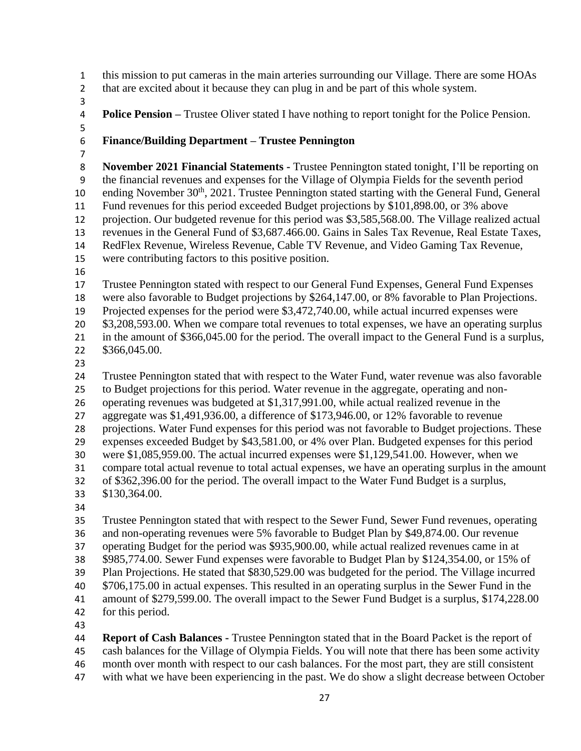this mission to put cameras in the main arteries surrounding our Village. There are some HOAs that are excited about it because they can plug in and be part of this whole system.

**Police Pension –** Trustee Oliver stated I have nothing to report tonight for the Police Pension.

**Finance/Building Department – Trustee Pennington**

**November 2021 Financial Statements -** Trustee Pennington stated tonight, I'll be reporting on the financial revenues and expenses for the Village of Olympia Fields for the seventh period ending November 30th, 2021. Trustee Pennington stated starting with the General Fund, General Fund revenues for this period exceeded Budget projections by $101,898.00, or 3% above projection. Our budgeted revenue for this period was $3,585,568.00. The Village realized actual revenues in the General Fund of $3,687.466.00. Gains in Sales Tax Revenue, Real Estate Taxes, RedFlex Revenue, Wireless Revenue, Cable TV Revenue, and Video Gaming Tax Revenue, were contributing factors to this positive position.

Trustee Pennington stated with respect to our General Fund Expenses, General Fund Expenses were also favorable to Budget projections by $264,147.00, or 8% favorable to Plan Projections. Projected expenses for the period were $3,472,740.00, while actual incurred expenses were $3,208,593.00. When we compare total revenues to total expenses, we have an operating surplus in the amount of $366,045.00 for the period. The overall impact to the General Fund is a surplus, $366,045.00.

Trustee Pennington stated that with respect to the Water Fund, water revenue was also favorable to Budget projections for this period. Water revenue in the aggregate, operating and non-operating revenues was budgeted at $1,317,991.00, while actual realized revenue in the aggregate was $1,491,936.00, a difference of $173,946.00, or 12% favorable to revenue projections. Water Fund expenses for this period was not favorable to Budget projections. These expenses exceeded Budget by $43,581.00, or 4% over Plan. Budgeted expenses for this period were $1,085,959.00. The actual incurred expenses were $1,129,541.00. However, when we compare total actual revenue to total actual expenses, we have an operating surplus in the amount of $362,396.00 for the period. The overall impact to the Water Fund Budget is a surplus, $130,364.00.

Trustee Pennington stated that with respect to the Sewer Fund, Sewer Fund revenues, operating and non-operating revenues were 5% favorable to Budget Plan by $49,874.00. Our revenue operating Budget for the period was $935,900.00, while actual realized revenues came in at $985,774.00. Sewer Fund expenses were favorable to Budget Plan by $124,354.00, or 15% of Plan Projections. He stated that $830,529.00 was budgeted for the period. The Village incurred $706,175.00 in actual expenses. This resulted in an operating surplus in the Sewer Fund in the amount of $279,599.00. The overall impact to the Sewer Fund Budget is a surplus, $174,228.00 for this period.

**Report of Cash Balances -** Trustee Pennington stated that in the Board Packet is the report of cash balances for the Village of Olympia Fields. You will note that there has been some activity month over month with respect to our cash balances. For the most part, they are still consistent with what we have been experiencing in the past. We do show a slight decrease between October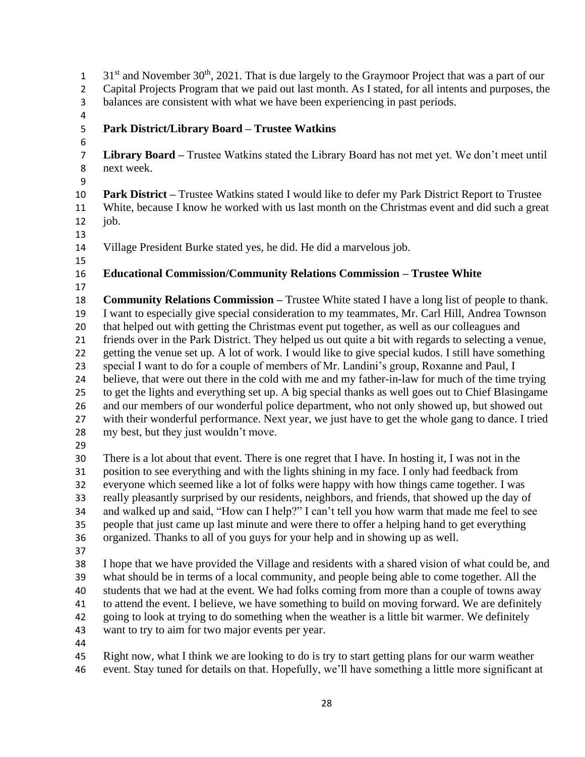31st and November 30th, 2021. That is due largely to the Graymoor Project that was a part of our Capital Projects Program that we paid out last month. As I stated, for all intents and purposes, the balances are consistent with what we have been experiencing in past periods.

**Park District/Library Board – Trustee Watkins**

**Library Board –** Trustee Watkins stated the Library Board has not met yet. We don't meet until next week.

**Park District –** Trustee Watkins stated I would like to defer my Park District Report to Trustee White, because I know he worked with us last month on the Christmas event and did such a great job.

Village President Burke stated yes, he did. He did a marvelous job.

**Educational Commission/Community Relations Commission – Trustee White**

**Community Relations Commission –** Trustee White stated I have a long list of people to thank. I want to especially give special consideration to my teammates, Mr. Carl Hill, Andrea Townson that helped out with getting the Christmas event put together, as well as our colleagues and friends over in the Park District. They helped us out quite a bit with regards to selecting a venue, getting the venue set up. A lot of work. I would like to give special kudos. I still have something special I want to do for a couple of members of Mr. Landini's group, Roxanne and Paul, I believe, that were out there in the cold with me and my father-in-law for much of the time trying to get the lights and everything set up. A big special thanks as well goes out to Chief Blasingame and our members of our wonderful police department, who not only showed up, but showed out with their wonderful performance. Next year, we just have to get the whole gang to dance. I tried my best, but they just wouldn't move.

There is a lot about that event. There is one regret that I have. In hosting it, I was not in the position to see everything and with the lights shining in my face. I only had feedback from everyone which seemed like a lot of folks were happy with how things came together. I was really pleasantly surprised by our residents, neighbors, and friends, that showed up the day of and walked up and said, "How can I help?" I can't tell you how warm that made me feel to see people that just came up last minute and were there to offer a helping hand to get everything organized. Thanks to all of you guys for your help and in showing up as well.

I hope that we have provided the Village and residents with a shared vision of what could be, and what should be in terms of a local community, and people being able to come together. All the students that we had at the event. We had folks coming from more than a couple of towns away to attend the event. I believe, we have something to build on moving forward. We are definitely going to look at trying to do something when the weather is a little bit warmer. We definitely want to try to aim for two major events per year.

Right now, what I think we are looking to do is try to start getting plans for our warm weather event. Stay tuned for details on that. Hopefully, we'll have something a little more significant at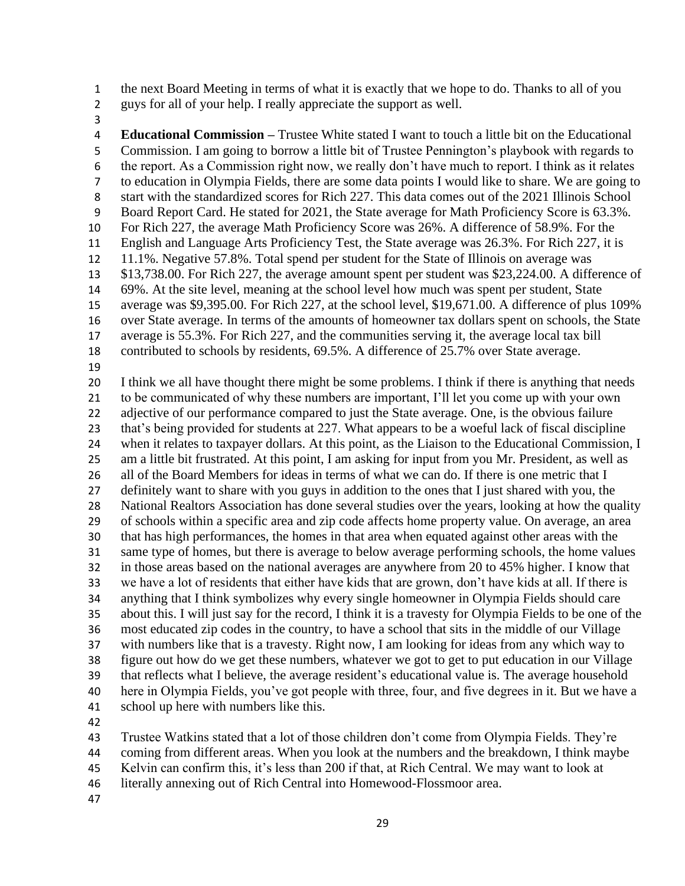the next Board Meeting in terms of what it is exactly that we hope to do. Thanks to all of you guys for all of your help. I really appreciate the support as well.

**Educational Commission –** Trustee White stated I want to touch a little bit on the Educational Commission. I am going to borrow a little bit of Trustee Pennington's playbook with regards to the report. As a Commission right now, we really don't have much to report. I think as it relates to education in Olympia Fields, there are some data points I would like to share. We are going to start with the standardized scores for Rich 227. This data comes out of the 2021 Illinois School Board Report Card. He stated for 2021, the State average for Math Proficiency Score is 63.3%. For Rich 227, the average Math Proficiency Score was 26%. A difference of 58.9%. For the English and Language Arts Proficiency Test, the State average was 26.3%. For Rich 227, it is 11.1%. Negative 57.8%. Total spend per student for the State of Illinois on average was $13,738.00. For Rich 227, the average amount spent per student was $23,224.00. A difference of 69%. At the site level, meaning at the school level how much was spent per student, State average was $9,395.00. For Rich 227, at the school level, $19,671.00. A difference of plus 109% over State average. In terms of the amounts of homeowner tax dollars spent on schools, the State average is 55.3%. For Rich 227, and the communities serving it, the average local tax bill contributed to schools by residents, 69.5%. A difference of 25.7% over State average.

I think we all have thought there might be some problems. I think if there is anything that needs to be communicated of why these numbers are important, I'll let you come up with your own adjective of our performance compared to just the State average. One, is the obvious failure that's being provided for students at 227. What appears to be a woeful lack of fiscal discipline when it relates to taxpayer dollars. At this point, as the Liaison to the Educational Commission, I am a little bit frustrated. At this point, I am asking for input from you Mr. President, as well as all of the Board Members for ideas in terms of what we can do. If there is one metric that I definitely want to share with you guys in addition to the ones that I just shared with you, the National Realtors Association has done several studies over the years, looking at how the quality of schools within a specific area and zip code affects home property value. On average, an area that has high performances, the homes in that area when equated against other areas with the same type of homes, but there is average to below average performing schools, the home values in those areas based on the national averages are anywhere from 20 to 45% higher. I know that we have a lot of residents that either have kids that are grown, don't have kids at all. If there is anything that I think symbolizes why every single homeowner in Olympia Fields should care about this. I will just say for the record, I think it is a travesty for Olympia Fields to be one of the most educated zip codes in the country, to have a school that sits in the middle of our Village with numbers like that is a travesty. Right now, I am looking for ideas from any which way to figure out how do we get these numbers, whatever we got to get to put education in our Village that reflects what I believe, the average resident's educational value is. The average household here in Olympia Fields, you've got people with three, four, and five degrees in it. But we have a school up here with numbers like this.

Trustee Watkins stated that a lot of those children don't come from Olympia Fields. They're coming from different areas. When you look at the numbers and the breakdown, I think maybe Kelvin can confirm this, it's less than 200 if that, at Rich Central. We may want to look at literally annexing out of Rich Central into Homewood-Flossmoor area.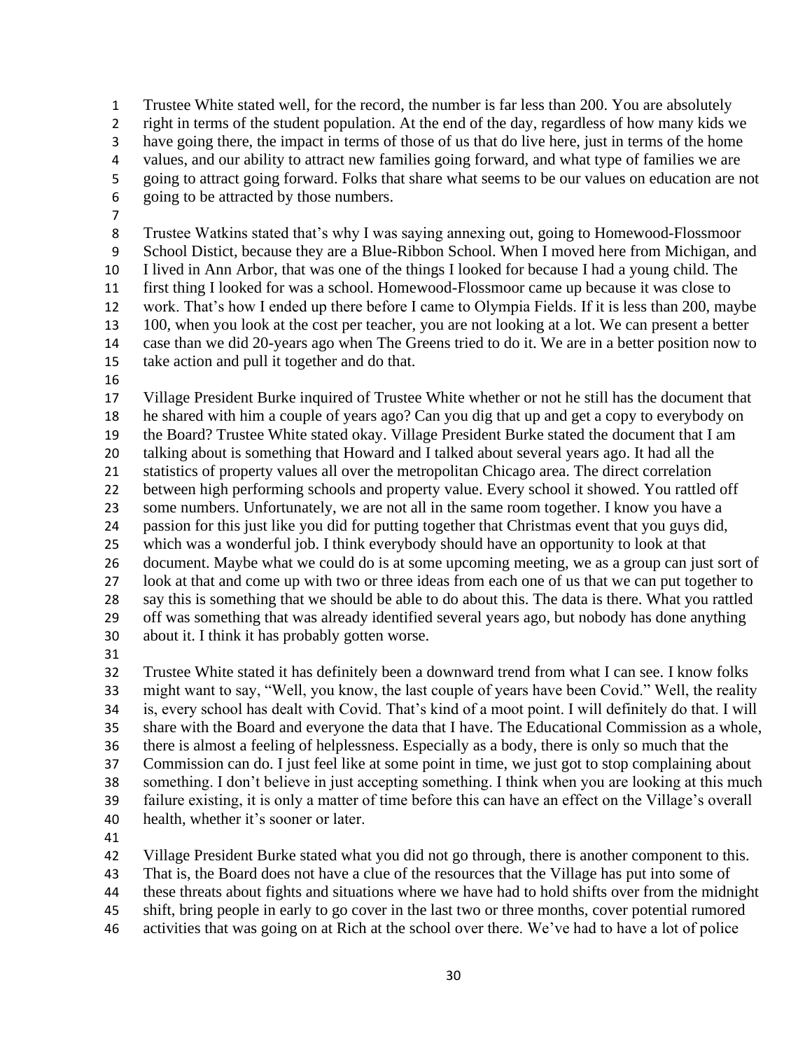Trustee White stated well, for the record, the number is far less than 200. You are absolutely right in terms of the student population. At the end of the day, regardless of how many kids we have going there, the impact in terms of those of us that do live here, just in terms of the home values, and our ability to attract new families going forward, and what type of families we are going to attract going forward. Folks that share what seems to be our values on education are not going to be attracted by those numbers.

Trustee Watkins stated that's why I was saying annexing out, going to Homewood-Flossmoor School Distict, because they are a Blue-Ribbon School. When I moved here from Michigan, and I lived in Ann Arbor, that was one of the things I looked for because I had a young child. The first thing I looked for was a school. Homewood-Flossmoor came up because it was close to work. That's how I ended up there before I came to Olympia Fields. If it is less than 200, maybe 100, when you look at the cost per teacher, you are not looking at a lot. We can present a better case than we did 20-years ago when The Greens tried to do it. We are in a better position now to take action and pull it together and do that.

Village President Burke inquired of Trustee White whether or not he still has the document that he shared with him a couple of years ago? Can you dig that up and get a copy to everybody on the Board? Trustee White stated okay. Village President Burke stated the document that I am talking about is something that Howard and I talked about several years ago. It had all the statistics of property values all over the metropolitan Chicago area. The direct correlation between high performing schools and property value. Every school it showed. You rattled off some numbers. Unfortunately, we are not all in the same room together. I know you have a passion for this just like you did for putting together that Christmas event that you guys did, which was a wonderful job. I think everybody should have an opportunity to look at that document. Maybe what we could do is at some upcoming meeting, we as a group can just sort of look at that and come up with two or three ideas from each one of us that we can put together to say this is something that we should be able to do about this. The data is there. What you rattled off was something that was already identified several years ago, but nobody has done anything about it. I think it has probably gotten worse.

Trustee White stated it has definitely been a downward trend from what I can see. I know folks might want to say, "Well, you know, the last couple of years have been Covid." Well, the reality is, every school has dealt with Covid. That's kind of a moot point. I will definitely do that. I will share with the Board and everyone the data that I have. The Educational Commission as a whole, there is almost a feeling of helplessness. Especially as a body, there is only so much that the Commission can do. I just feel like at some point in time, we just got to stop complaining about something. I don't believe in just accepting something. I think when you are looking at this much failure existing, it is only a matter of time before this can have an effect on the Village's overall health, whether it's sooner or later.

Village President Burke stated what you did not go through, there is another component to this. That is, the Board does not have a clue of the resources that the Village has put into some of these threats about fights and situations where we have had to hold shifts over from the midnight shift, bring people in early to go cover in the last two or three months, cover potential rumored activities that was going on at Rich at the school over there. We've had to have a lot of police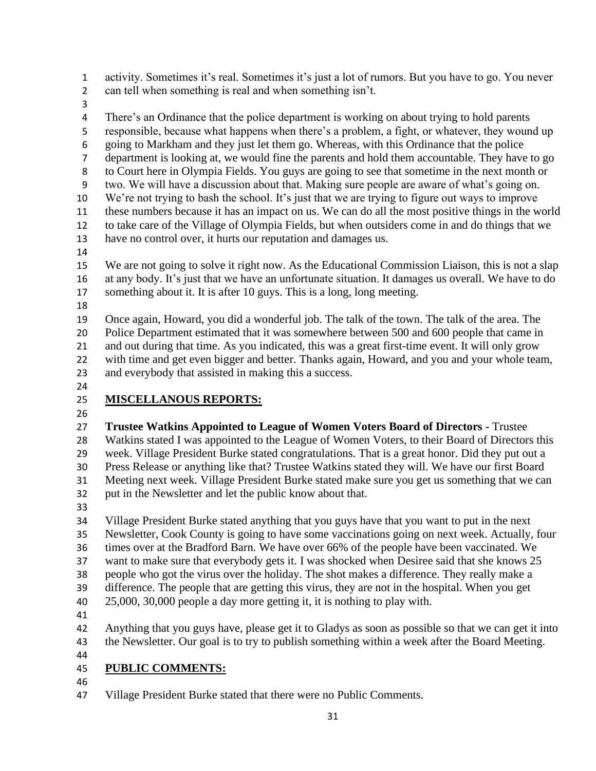activity. Sometimes it's real. Sometimes it's just a lot of rumors. But you have to go. You never can tell when something is real and when something isn't.

There's an Ordinance that the police department is working on about trying to hold parents responsible, because what happens when there's a problem, a fight, or whatever, they wound up going to Markham and they just let them go. Whereas, with this Ordinance that the police department is looking at, we would fine the parents and hold them accountable. They have to go to Court here in Olympia Fields. You guys are going to see that sometime in the next month or two. We will have a discussion about that. Making sure people are aware of what's going on. We're not trying to bash the school. It's just that we are trying to figure out ways to improve these numbers because it has an impact on us. We can do all the most positive things in the world to take care of the Village of Olympia Fields, but when outsiders come in and do things that we have no control over, it hurts our reputation and damages us.

We are not going to solve it right now. As the Educational Commission Liaison, this is not a slap at any body. It's just that we have an unfortunate situation. It damages us overall. We have to do something about it. It is after 10 guys. This is a long, long meeting.

Once again, Howard, you did a wonderful job. The talk of the town. The talk of the area. The Police Department estimated that it was somewhere between 500 and 600 people that came in and out during that time. As you indicated, this was a great first-time event. It will only grow with time and get even bigger and better. Thanks again, Howard, and you and your whole team, and everybody that assisted in making this a success.

## MISCELLANOUS REPORTS:

**Trustee Watkins Appointed to League of Women Voters Board of Directors -** Trustee Watkins stated I was appointed to the League of Women Voters, to their Board of Directors this week. Village President Burke stated congratulations. That is a great honor. Did they put out a Press Release or anything like that? Trustee Watkins stated they will. We have our first Board Meeting next week. Village President Burke stated make sure you get us something that we can put in the Newsletter and let the public know about that.

Village President Burke stated anything that you guys have that you want to put in the next Newsletter, Cook County is going to have some vaccinations going on next week. Actually, four times over at the Bradford Barn. We have over 66% of the people have been vaccinated. We want to make sure that everybody gets it. I was shocked when Desiree said that she knows 25 people who got the virus over the holiday. The shot makes a difference. They really make a difference. The people that are getting this virus, they are not in the hospital. When you get 25,000, 30,000 people a day more getting it, it is nothing to play with.

Anything that you guys have, please get it to Gladys as soon as possible so that we can get it into the Newsletter. Our goal is to try to publish something within a week after the Board Meeting.

## PUBLIC COMMENTS:

Village President Burke stated that there were no Public Comments.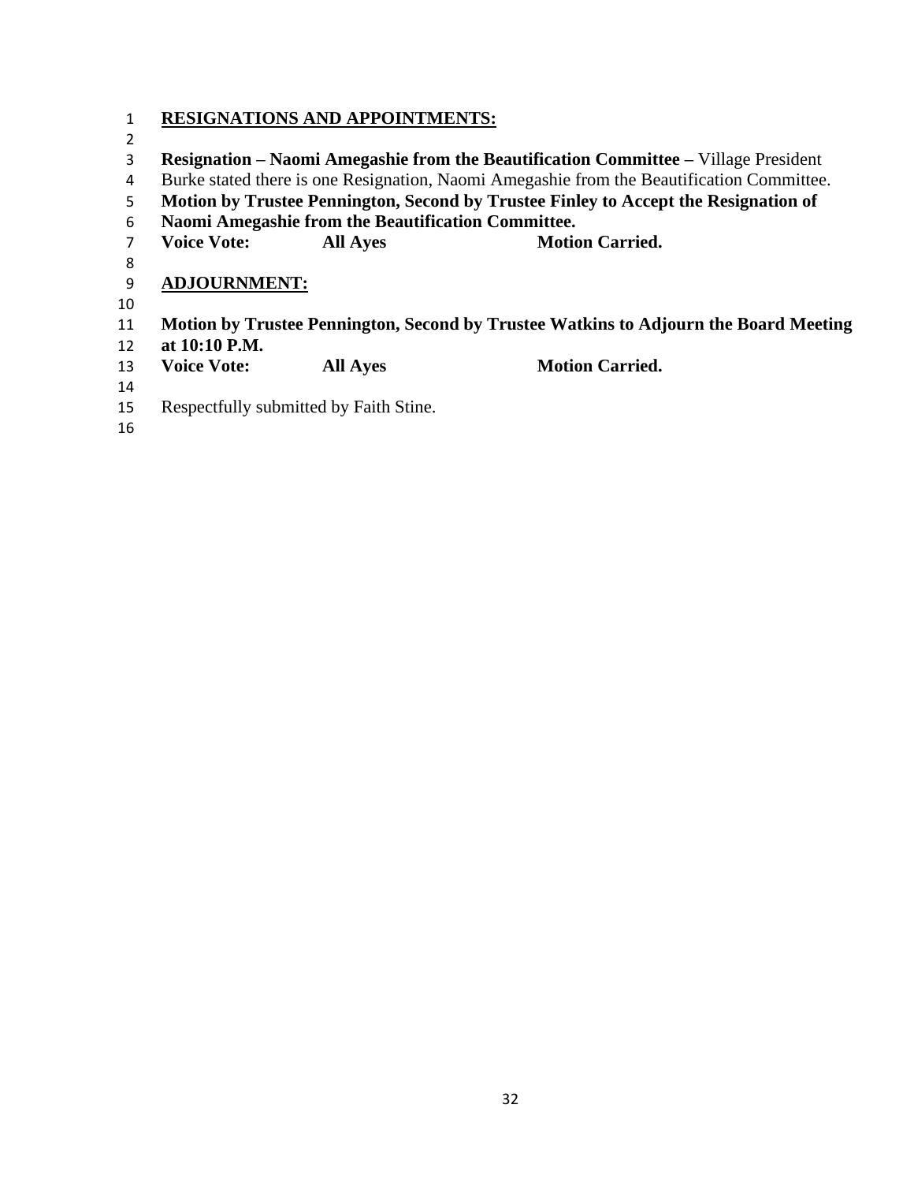**<u>RESIGNATIONS AND APPOINTMENTS:</u>**

**Resignation – Naomi Amegashie from the Beautification Committee –** Village President Burke stated there is one Resignation, Naomi Amegashie from the Beautification Committee.

**Motion by Trustee Pennington, Second by Trustee Finley to Accept the Resignation of Naomi Amegashie from the Beautification Committee.**

**Voice Vote: All Ayes Motion Carried.**

**<u>ADJOURNMENT:</u>**

**Motion by Trustee Pennington, Second by Trustee Watkins to Adjourn the Board Meeting at 10:10 P.M.**

**Voice Vote: All Ayes Motion Carried.**

Respectfully submitted by Faith Stine.